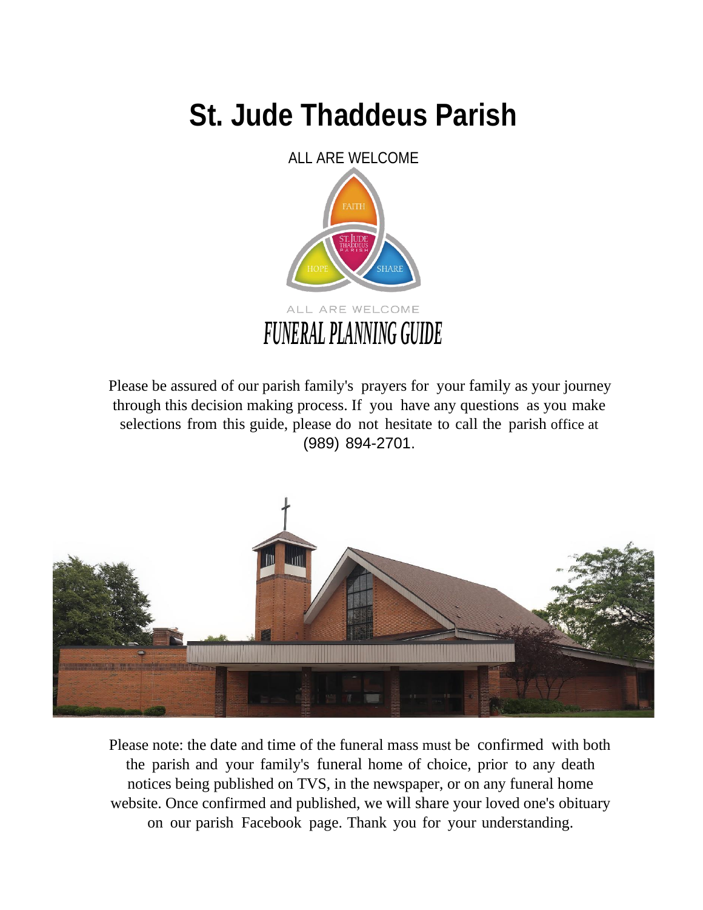# St. Jude Thaddeus Parish

ALL ARE WELCOME

ALL ARE WELCOME

## FUNERAL PLANNING GUIDE

Please be assured of our parish family's prayers for your family as your journey through this decision making process. If you have any questions as you make selections from this guide, please do not hesitate to call the parish office at (989) 894-2701.

Please note: the date and time of the funeral mass must be confirmed with both the parish and your family's funeral home of choice, prior to any death notices being published on TVS, in the newspaper, or on any funeral home website. Once confirmed and published, we will share your loved one's obituary on our parish Facebook page. Thank you for your understanding.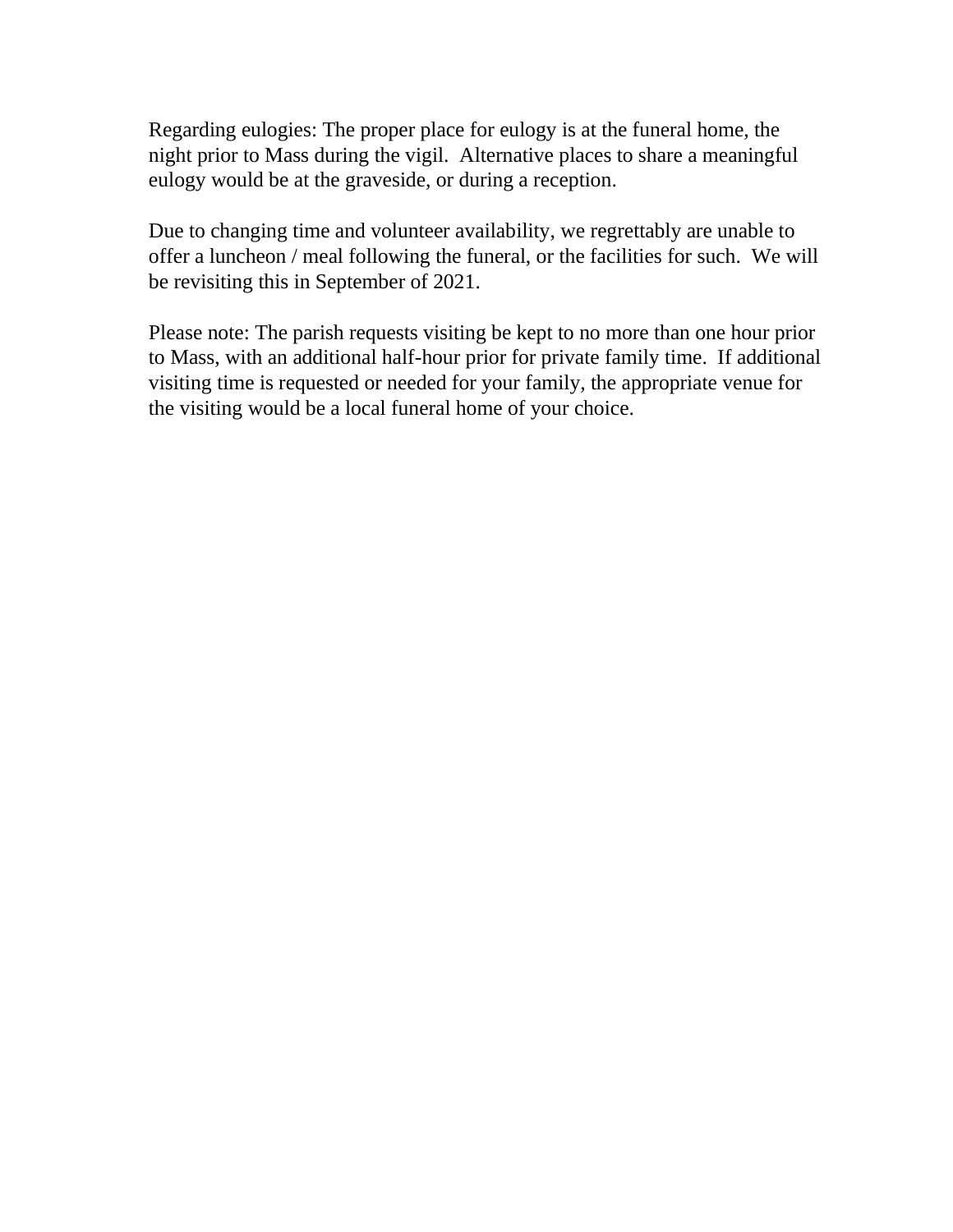Regarding eulogies: The proper place for eulogy is at the funeral home, the night prior to Mass during the vigil.  Alternative places to share a meaningful eulogy would be at the graveside, or during a reception.

Due to changing time and volunteer availability, we regrettably are unable to offer a luncheon / meal following the funeral, or the facilities for such.  We will be revisiting this in September of 2021.

Please note: The parish requests visiting be kept to no more than one hour prior to Mass, with an additional half-hour prior for private family time.  If additional visiting time is requested or needed for your family, the appropriate venue for the visiting would be a local funeral home of your choice.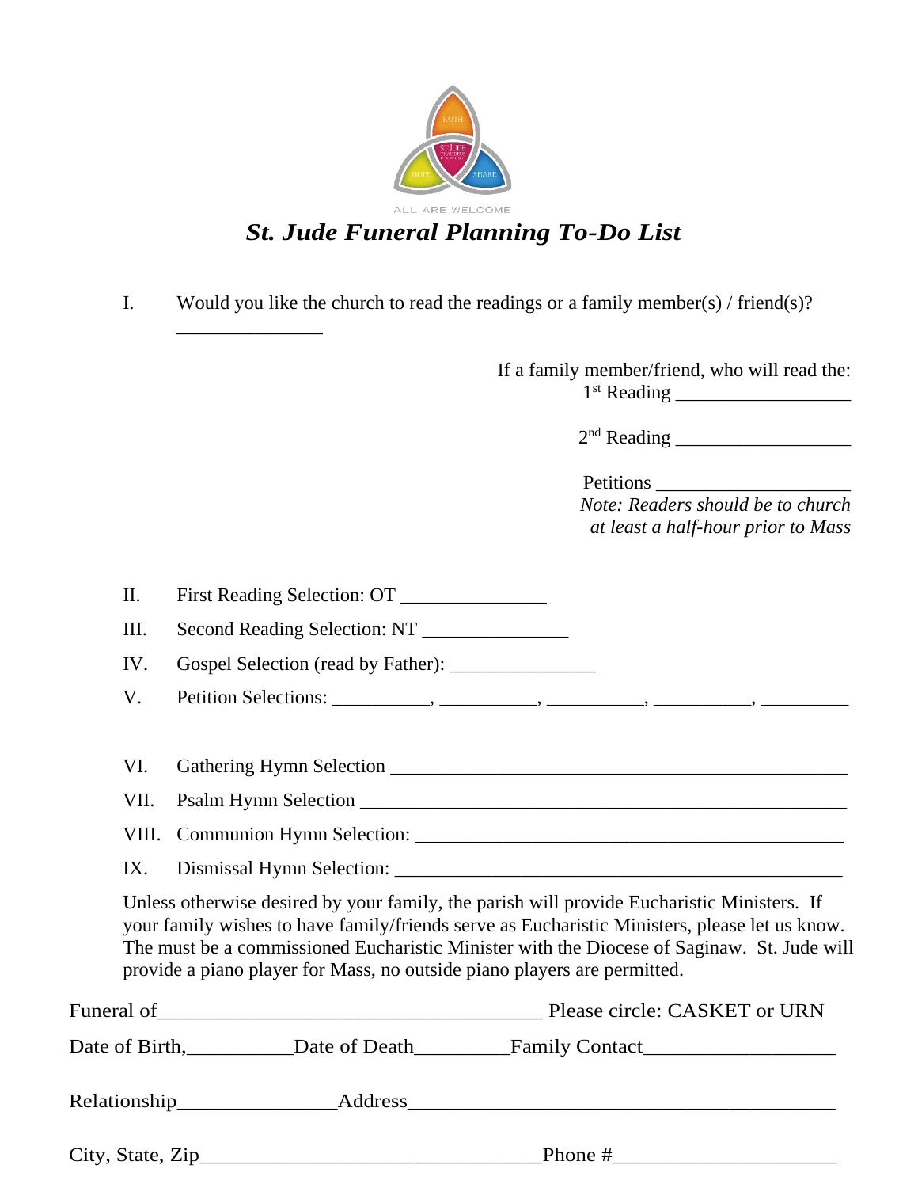ALL ARE WELCOME

# *St. Jude Funeral Planning To-Do List*

I. Would you like the church to read the readings or a family member(s) / friend(s)? _______________

If a family member/friend, who will read the:

1st Reading __________________

2nd Reading __________________

Petitions ____________________

*Note: Readers should be to church at least a half-hour prior to Mass*

II. First Reading Selection: OT _______________

III. Second Reading Selection: NT _______________

IV. Gospel Selection (read by Father): _______________

V. Petition Selections: __________, __________, __________, __________, _________

VI. Gathering Hymn Selection _________________________________________________

VII. Psalm Hymn Selection ____________________________________________________

VIII. Communion Hymn Selection: ______________________________________________

IX. Dismissal Hymn Selection: _________________________________________________

Unless otherwise desired by your family, the parish will provide Eucharistic Ministers. If your family wishes to have family/friends serve as Eucharistic Ministers, please let us know. The must be a commissioned Eucharistic Minister with the Diocese of Saginaw. St. Jude will provide a piano player for Mass, no outside piano players are permitted.

Funeral of_____________________________________ Please circle: CASKET or URN

Date of Birth,__________Date of Death_________Family Contact__________________

Relationship_______________Address__________________________________________

City, State, Zip_________________________________Phone #______________________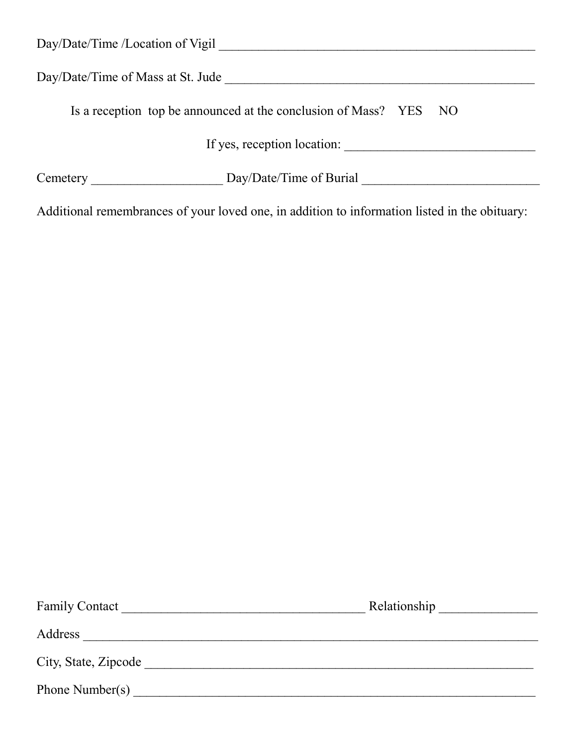Day/Date/Time /Location of Vigil ________________________________________________

Day/Date/Time of Mass at St. Jude ______________________________________________

Is a reception top be announced at the conclusion of Mass? YES NO

If yes, reception location: _____________________________

Cemetery ____________________ Day/Date/Time of Burial ___________________________

Additional remembrances of your loved one, in addition to information listed in the obituary:

Family Contact _____________________________________ Relationship _______________

Address _____________________________________________________________________

City, State, Zipcode ___________________________________________________________

Phone Number(s) _____________________________________________________________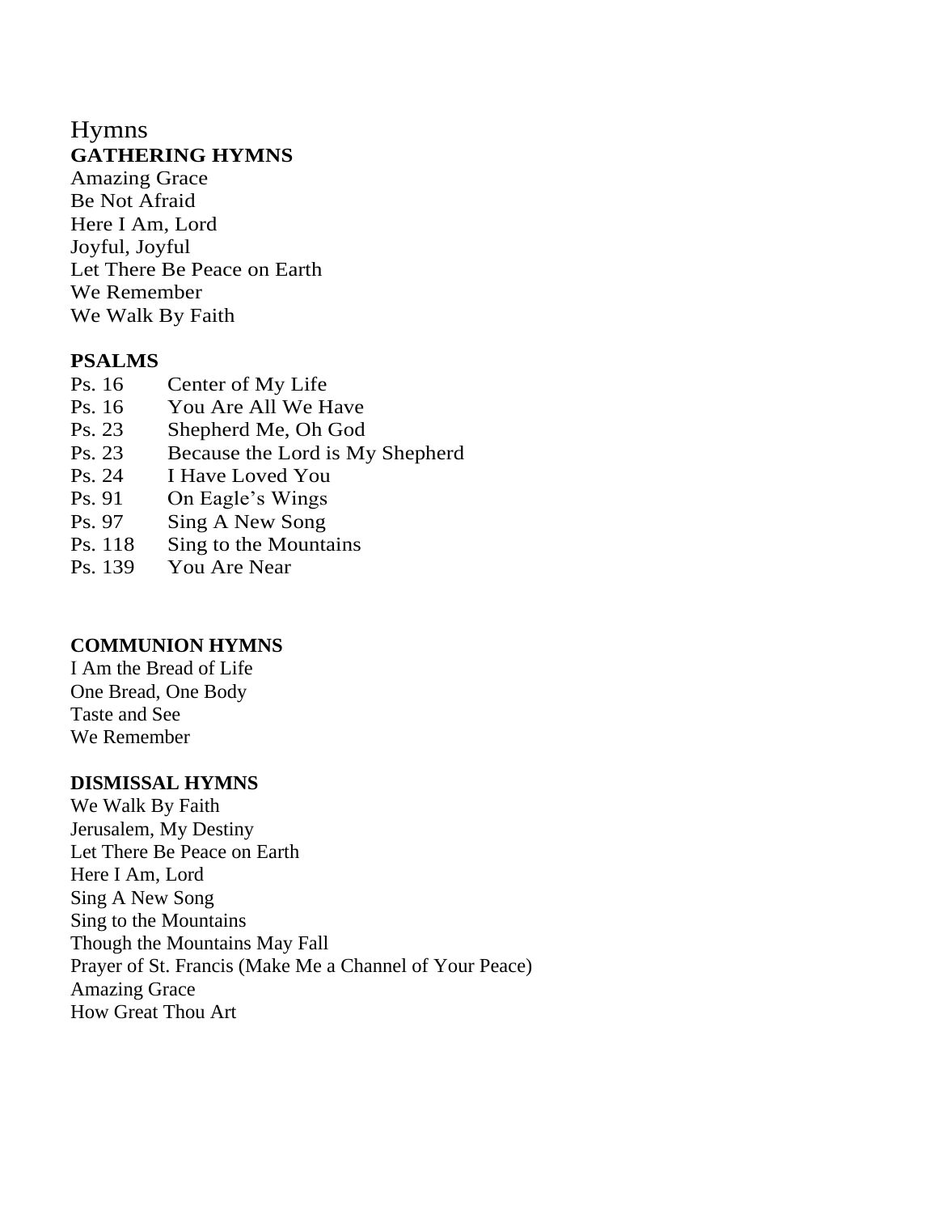# Hymns

## GATHERING HYMNS

Amazing Grace
Be Not Afraid
Here I Am, Lord
Joyful, Joyful
Let There Be Peace on Earth
We Remember
We Walk By Faith

## PSALMS

| | |
|---|---|
| Ps. 16 | Center of My Life |
| Ps. 16 | You Are All We Have |
| Ps. 23 | Shepherd Me, Oh God |
| Ps. 23 | Because the Lord is My Shepherd |
| Ps. 24 | I Have Loved You |
| Ps. 91 | On Eagle's Wings |
| Ps. 97 | Sing A New Song |
| Ps. 118 | Sing to the Mountains |
| Ps. 139 | You Are Near |

## COMMUNION HYMNS

I Am the Bread of Life
One Bread, One Body
Taste and See
We Remember

## DISMISSAL HYMNS

We Walk By Faith
Jerusalem, My Destiny
Let There Be Peace on Earth
Here I Am, Lord
Sing A New Song
Sing to the Mountains
Though the Mountains May Fall
Prayer of St. Francis (Make Me a Channel of Your Peace)
Amazing Grace
How Great Thou Art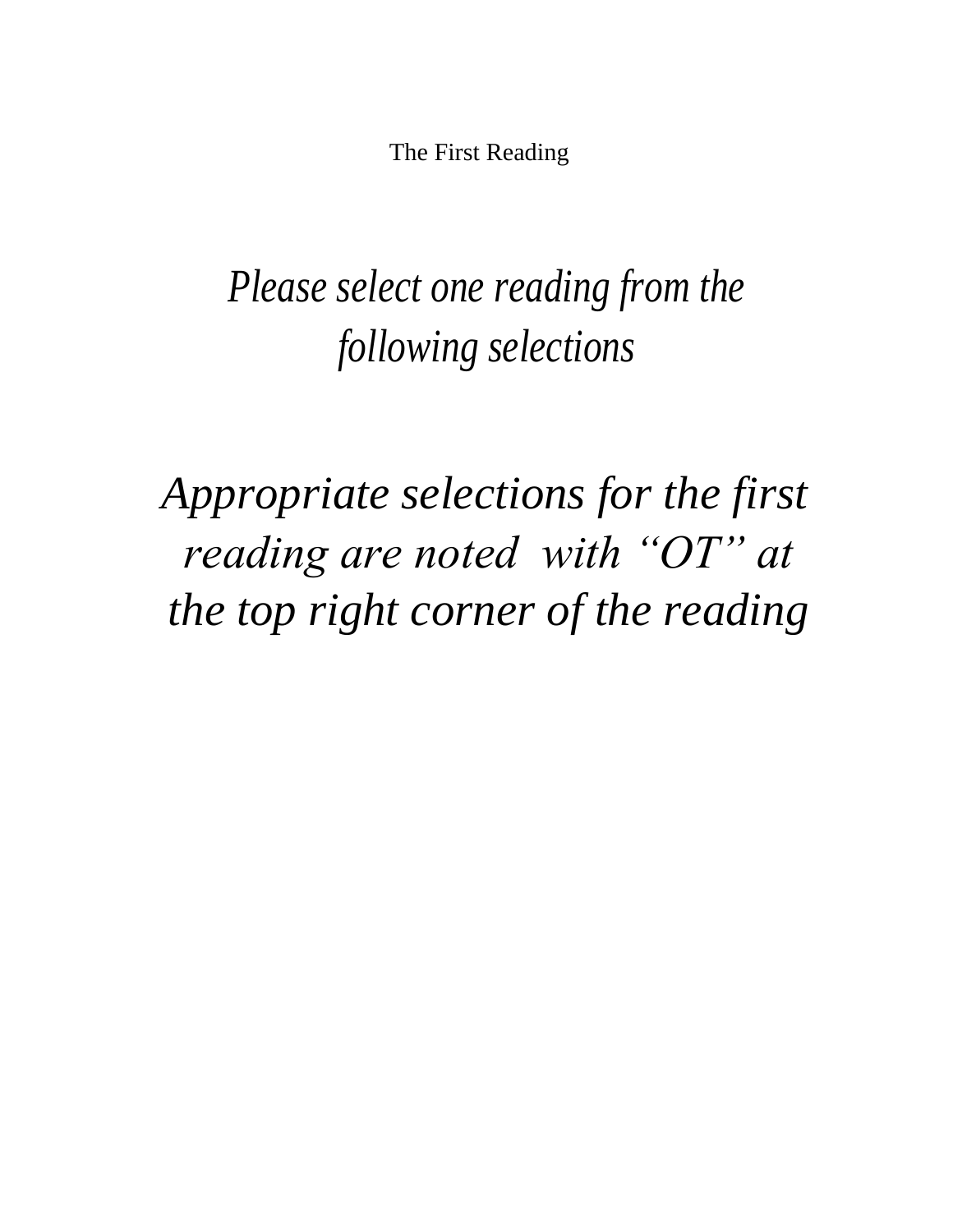The First Reading

*Please select one reading from the following selections*

*Appropriate selections for the first reading are noted with "OT" at the top right corner of the reading*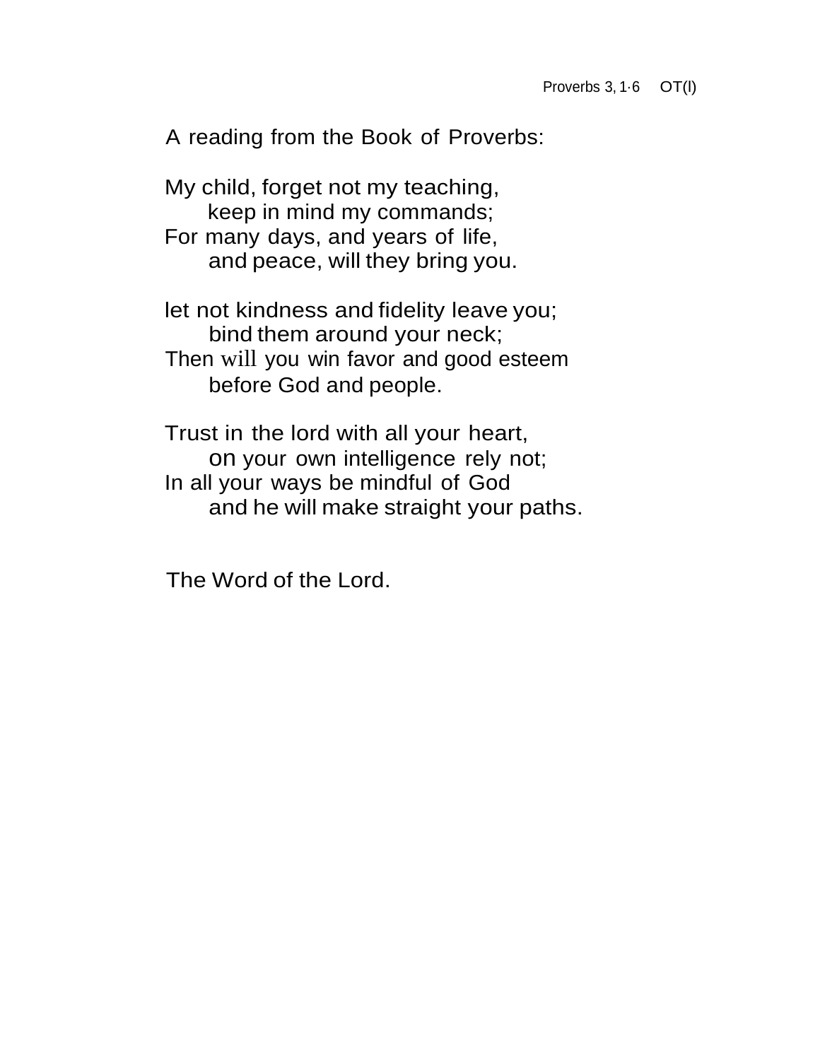Proverbs 3, 1-6 OT(l)

A reading from the Book of Proverbs:

My child, forget not my teaching,  
    keep in mind my commands;  
For many days, and years of life,  
    and peace, will they bring you.

let not kindness and fidelity leave you;  
    bind them around your neck;  
Then will you win favor and good esteem  
    before God and people.

Trust in the lord with all your heart,  
    on your own intelligence rely not;  
In all your ways be mindful of God  
    and he will make straight your paths.

The Word of the Lord.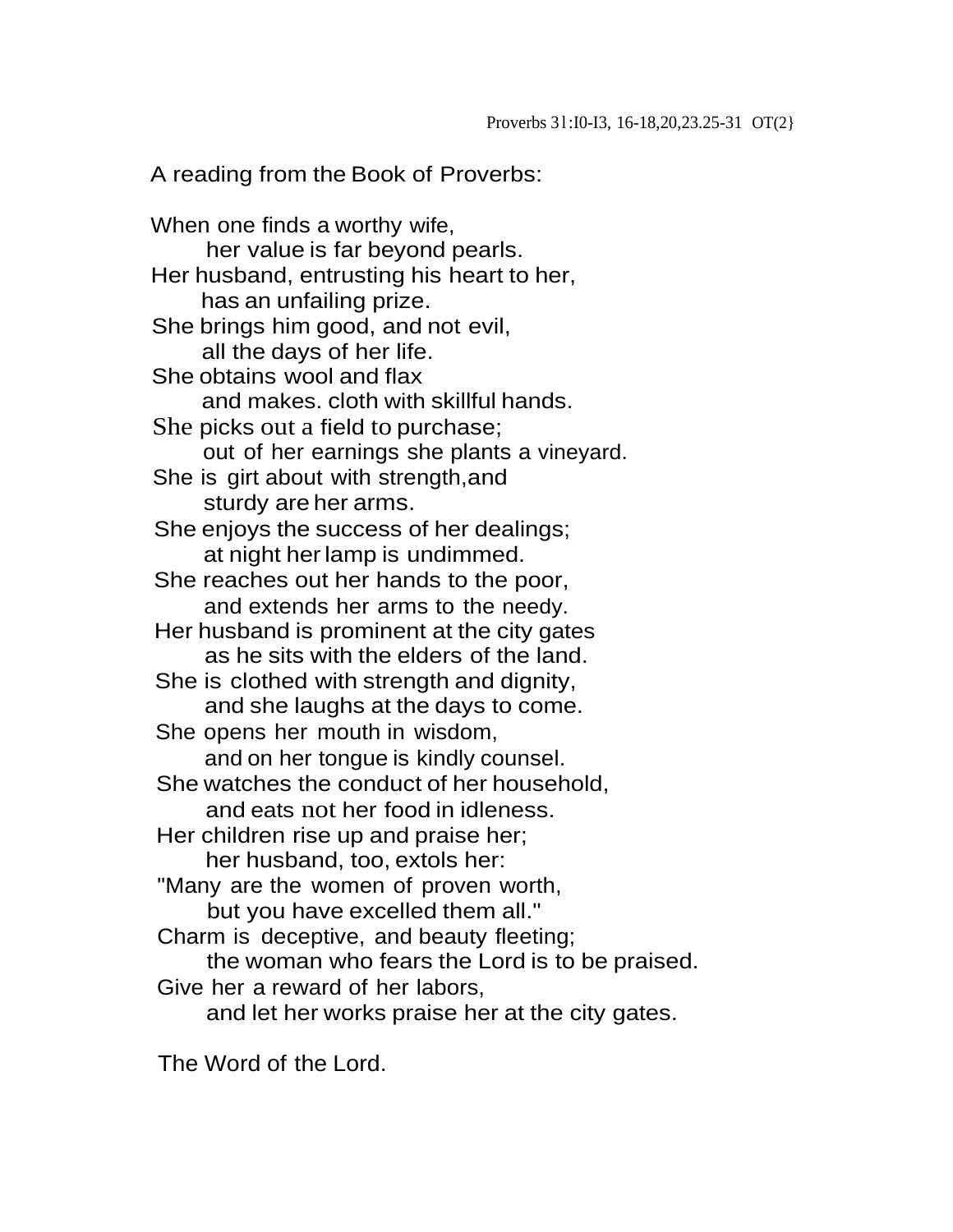Proverbs 31:I0-I3, 16-18,20,23.25-31 OT(2}

A reading from the Book of Proverbs:

When one finds a worthy wife,
her value is far beyond pearls.
Her husband, entrusting his heart to her,
has an unfailing prize.
She brings him good, and not evil,
all the days of her life.
She obtains wool and flax
and makes. cloth with skillful hands.
She picks out a field to purchase;
out of her earnings she plants a vineyard.
She is girt about with strength,and
sturdy are her arms.
She enjoys the success of her dealings;
at night her lamp is undimmed.
She reaches out her hands to the poor,
and extends her arms to the needy.
Her husband is prominent at the city gates
as he sits with the elders of the land.
She is clothed with strength and dignity,
and she laughs at the days to come.
She opens her mouth in wisdom,
and on her tongue is kindly counsel.
She watches the conduct of her household,
and eats not her food in idleness.
Her children rise up and praise her;
her husband, too, extols her:
"Many are the women of proven worth,
but you have excelled them all."
Charm is deceptive, and beauty fleeting;
the woman who fears the Lord is to be praised.
Give her a reward of her labors,
and let her works praise her at the city gates.

The Word of the Lord.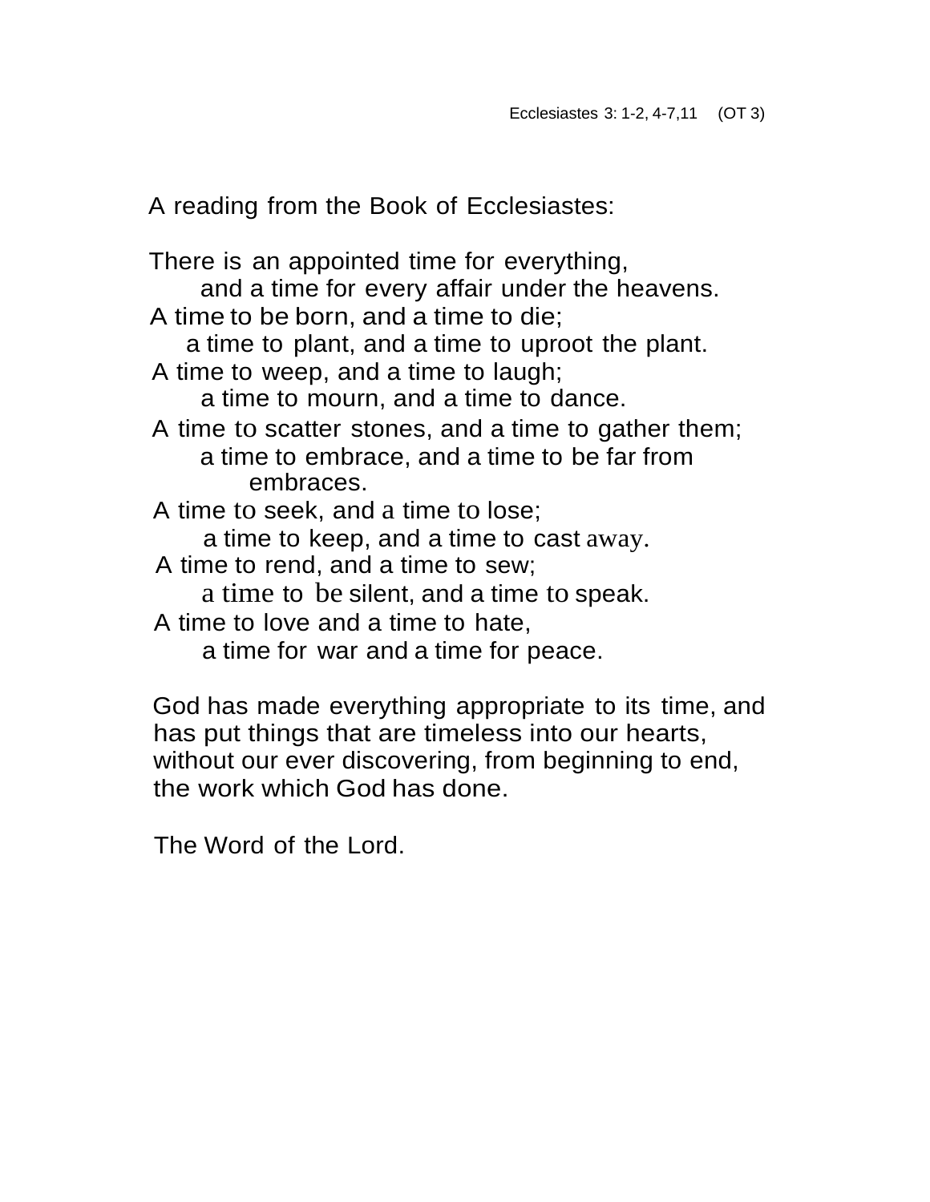Ecclesiastes 3: 1-2, 4-7,11 (OT 3)

A reading from the Book of Ecclesiastes:

There is an appointed time for everything,  
and a time for every affair under the heavens.  
A time to be born, and a time to die;  
a time to plant, and a time to uproot the plant.  
A time to weep, and a time to laugh;  
a time to mourn, and a time to dance.  
A time to scatter stones, and a time to gather them;  
a time to embrace, and a time to be far from embraces.  
A time to seek, and a time to lose;  
a time to keep, and a time to cast away.  
A time to rend, and a time to sew;  
a time to be silent, and a time to speak.  
A time to love and a time to hate,  
a time for war and a time for peace.

God has made everything appropriate to its time, and has put things that are timeless into our hearts, without our ever discovering, from beginning to end, the work which God has done.

The Word of the Lord.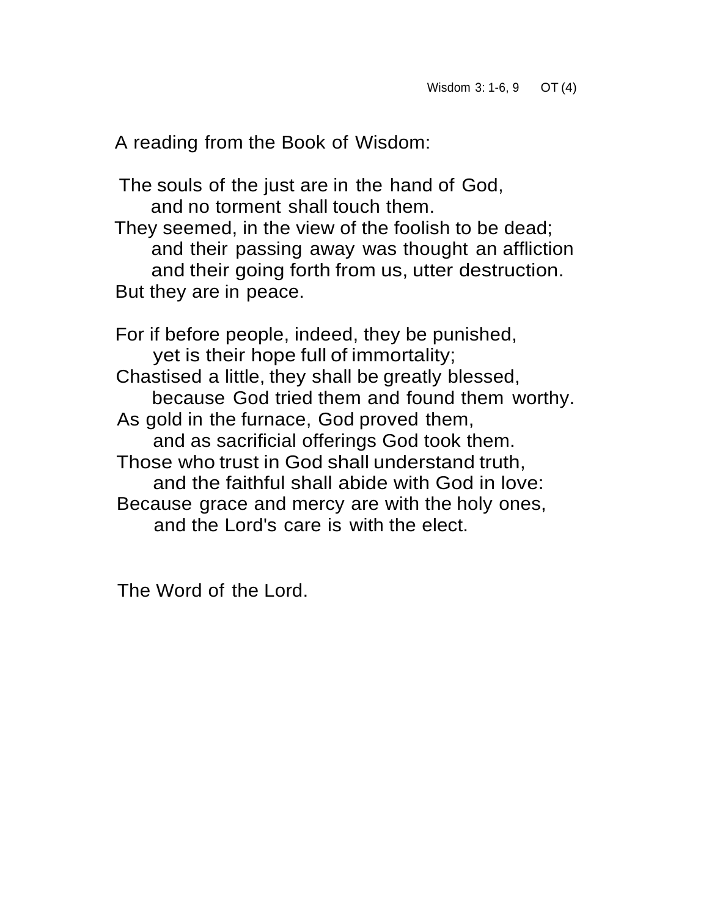Wisdom 3: 1-6, 9 OT (4)

A reading from the Book of Wisdom:

The souls of the just are in the hand of God,  
    and no torment shall touch them.  
They seemed, in the view of the foolish to be dead;  
    and their passing away was thought an affliction  
    and their going forth from us, utter destruction.  
But they are in peace.

For if before people, indeed, they be punished,  
    yet is their hope full of immortality;  
Chastised a little, they shall be greatly blessed,  
    because God tried them and found them worthy.  
As gold in the furnace, God proved them,  
    and as sacrificial offerings God took them.  
Those who trust in God shall understand truth,  
    and the faithful shall abide with God in love:  
Because grace and mercy are with the holy ones,  
    and the Lord's care is with the elect.

The Word of the Lord.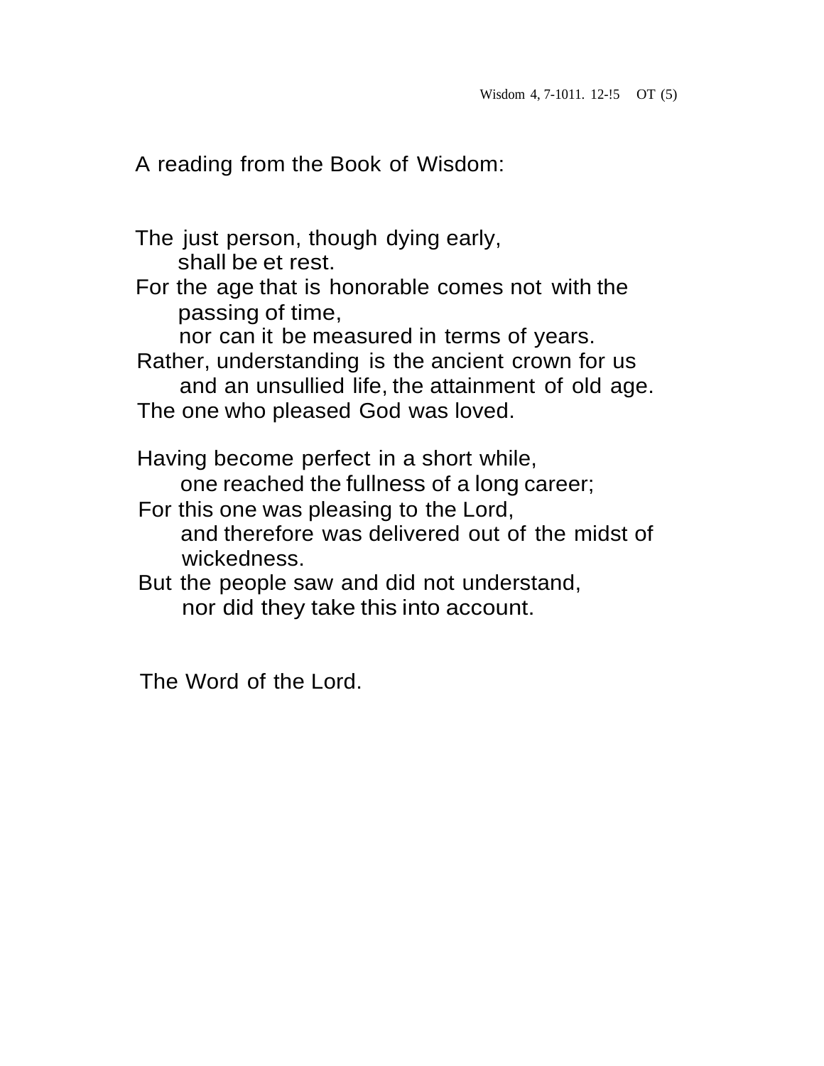Wisdom 4, 7-1011. 12-!5 OT (5)

A reading from the Book of Wisdom:

The just person, though dying early,
shall be et rest.
For the age that is honorable comes not with the passing of time,
nor can it be measured in terms of years.
Rather, understanding is the ancient crown for us
and an unsullied life, the attainment of old age.
The one who pleased God was loved.

Having become perfect in a short while,
one reached the fullness of a long career;
For this one was pleasing to the Lord,
and therefore was delivered out of the midst of wickedness.
But the people saw and did not understand,
nor did they take this into account.

The Word of the Lord.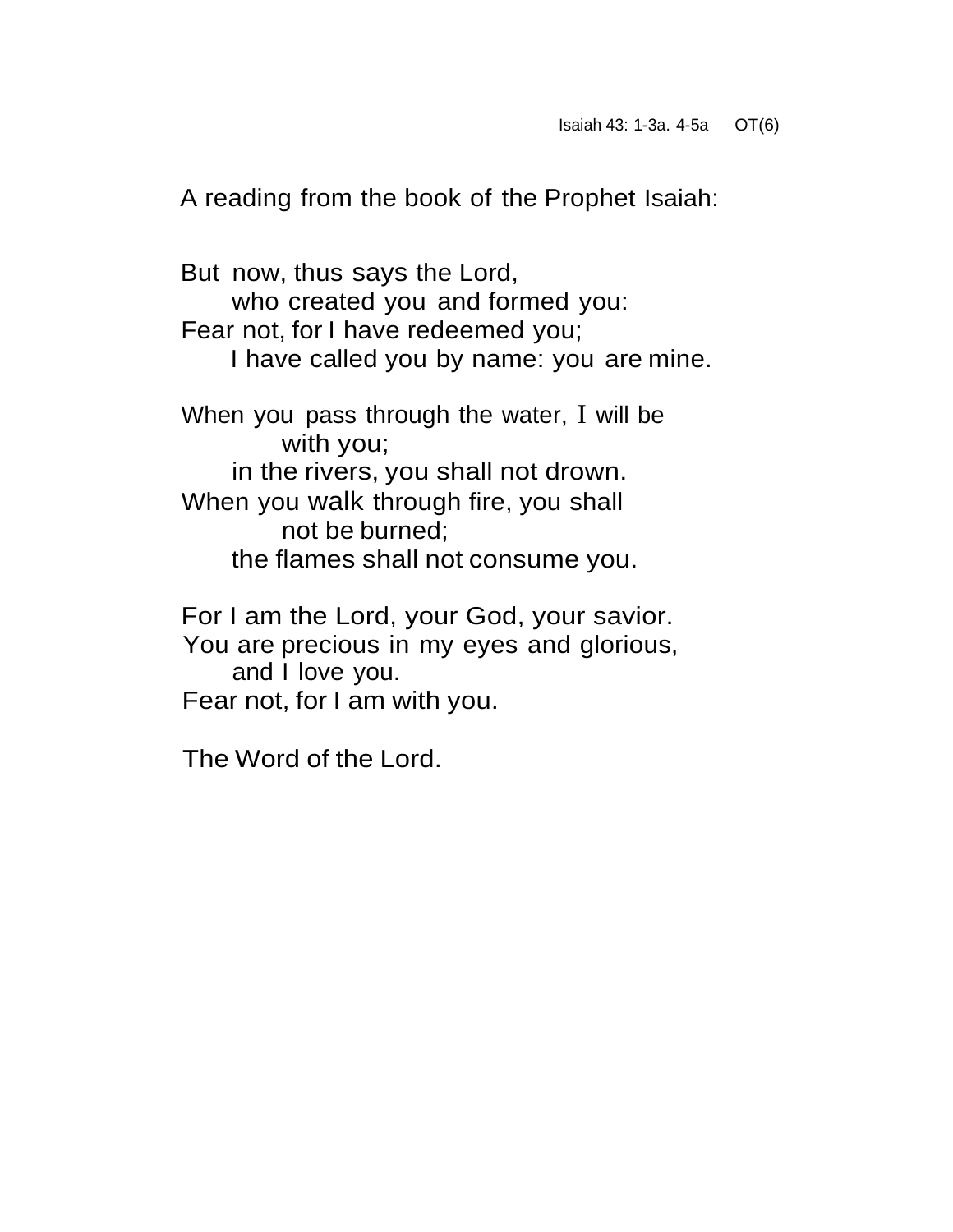Isaiah 43: 1-3a. 4-5a OT(6)

A reading from the book of the Prophet Isaiah:

But now, thus says the Lord,  
  who created you and formed you:  
Fear not, for I have redeemed you;  
  I have called you by name: you are mine.

When you pass through the water, I will be  
    with you;  
  in the rivers, you shall not drown.  
When you walk through fire, you shall  
    not be burned;  
  the flames shall not consume you.

For I am the Lord, your God, your savior.  
You are precious in my eyes and glorious,  
  and I love you.  
Fear not, for I am with you.

The Word of the Lord.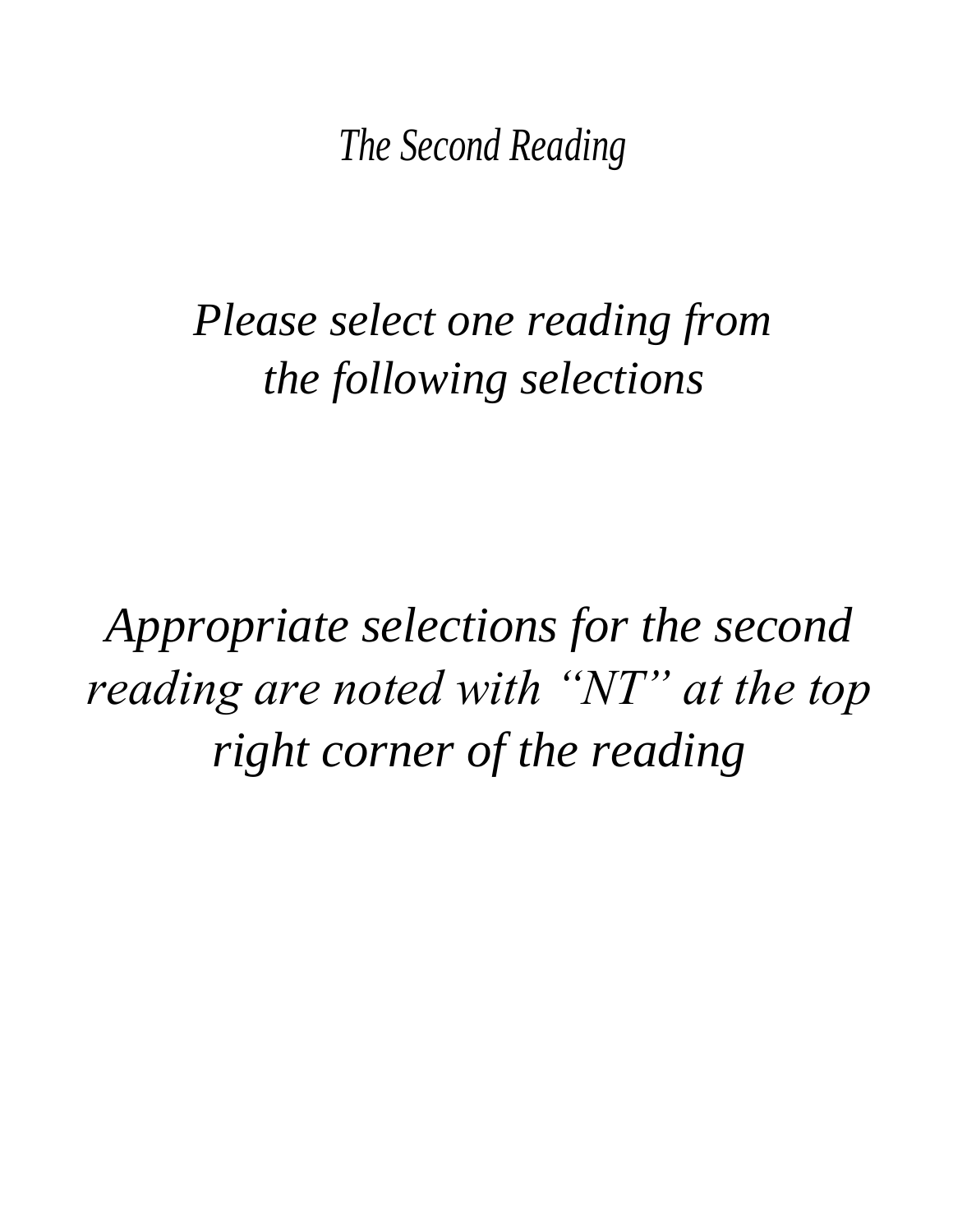# *The Second Reading*

*Please select one reading from the following selections*

*Appropriate selections for the second reading are noted with "NT" at the top right corner of the reading*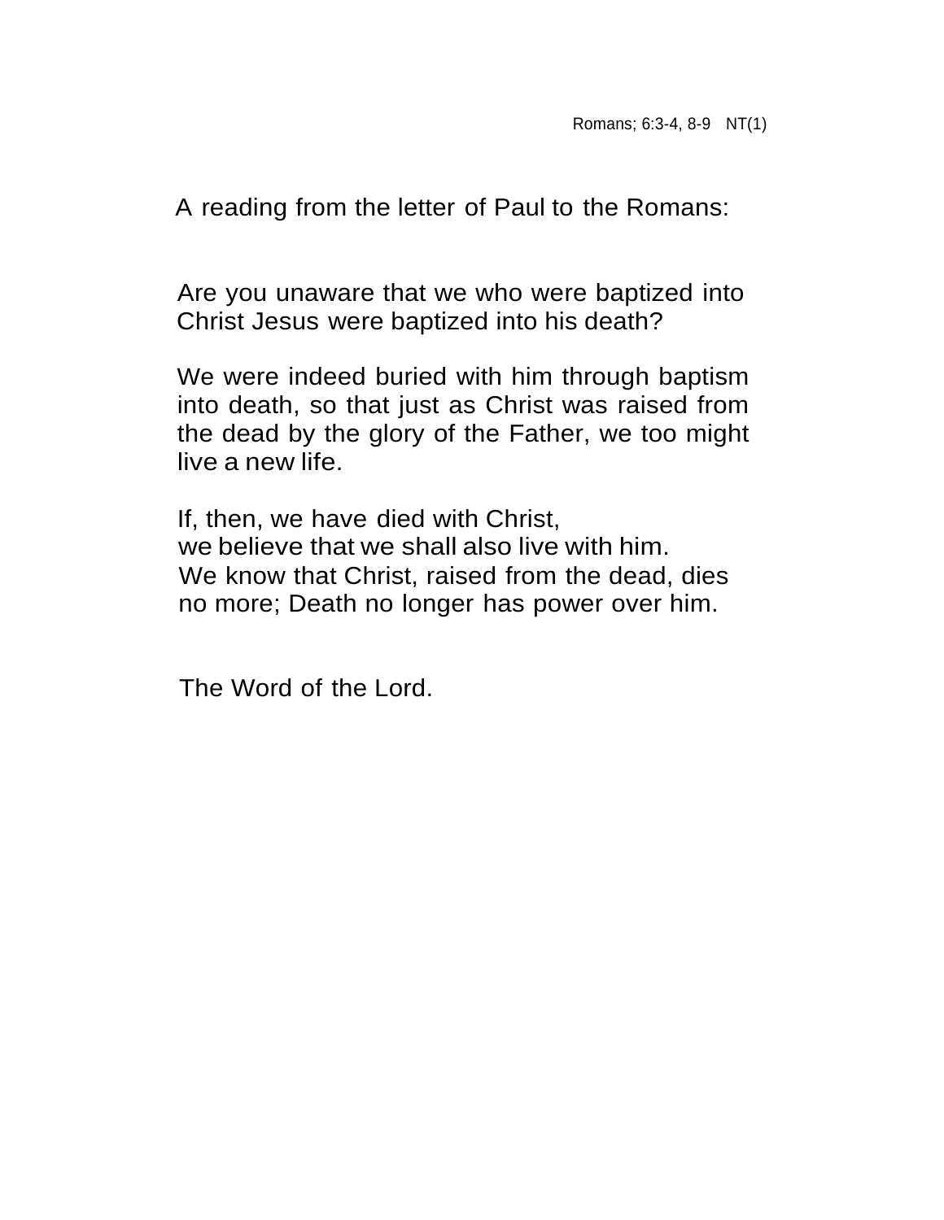Romans; 6:3-4, 8-9 NT(1)

A reading from the letter of Paul to the Romans:

Are you unaware that we who were baptized into Christ Jesus were baptized into his death?

We were indeed buried with him through baptism into death, so that just as Christ was raised from the dead by the glory of the Father, we too might live a new life.

If, then, we have died with Christ,
we believe that we shall also live with him.
We know that Christ, raised from the dead, dies no more; Death no longer has power over him.

The Word of the Lord.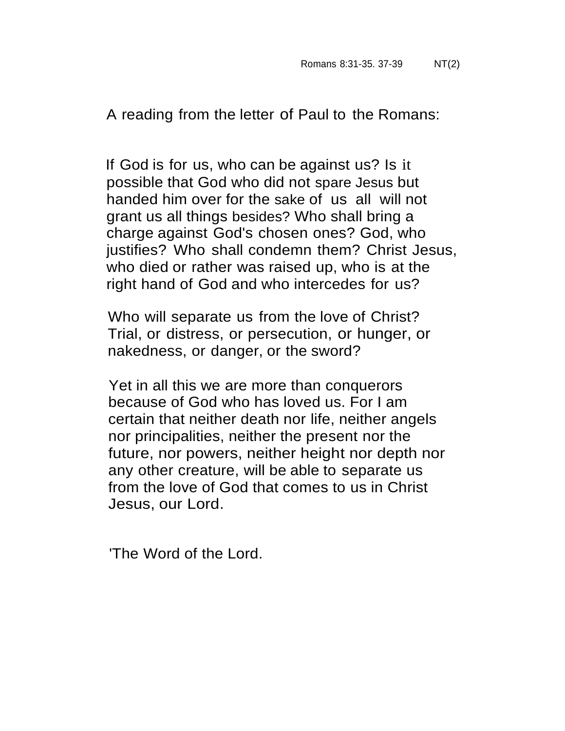Romans 8:31-35. 37-39 NT(2)

A reading from the letter of Paul to the Romans:

If God is for us, who can be against us? Is it possible that God who did not spare Jesus but handed him over for the sake of us all will not grant us all things besides? Who shall bring a charge against God's chosen ones? God, who justifies? Who shall condemn them? Christ Jesus, who died or rather was raised up, who is at the right hand of God and who intercedes for us?

Who will separate us from the love of Christ? Trial, or distress, or persecution, or hunger, or nakedness, or danger, or the sword?

Yet in all this we are more than conquerors because of God who has loved us. For I am certain that neither death nor life, neither angels nor principalities, neither the present nor the future, nor powers, neither height nor depth nor any other creature, will be able to separate us from the love of God that comes to us in Christ Jesus, our Lord.

'The Word of the Lord.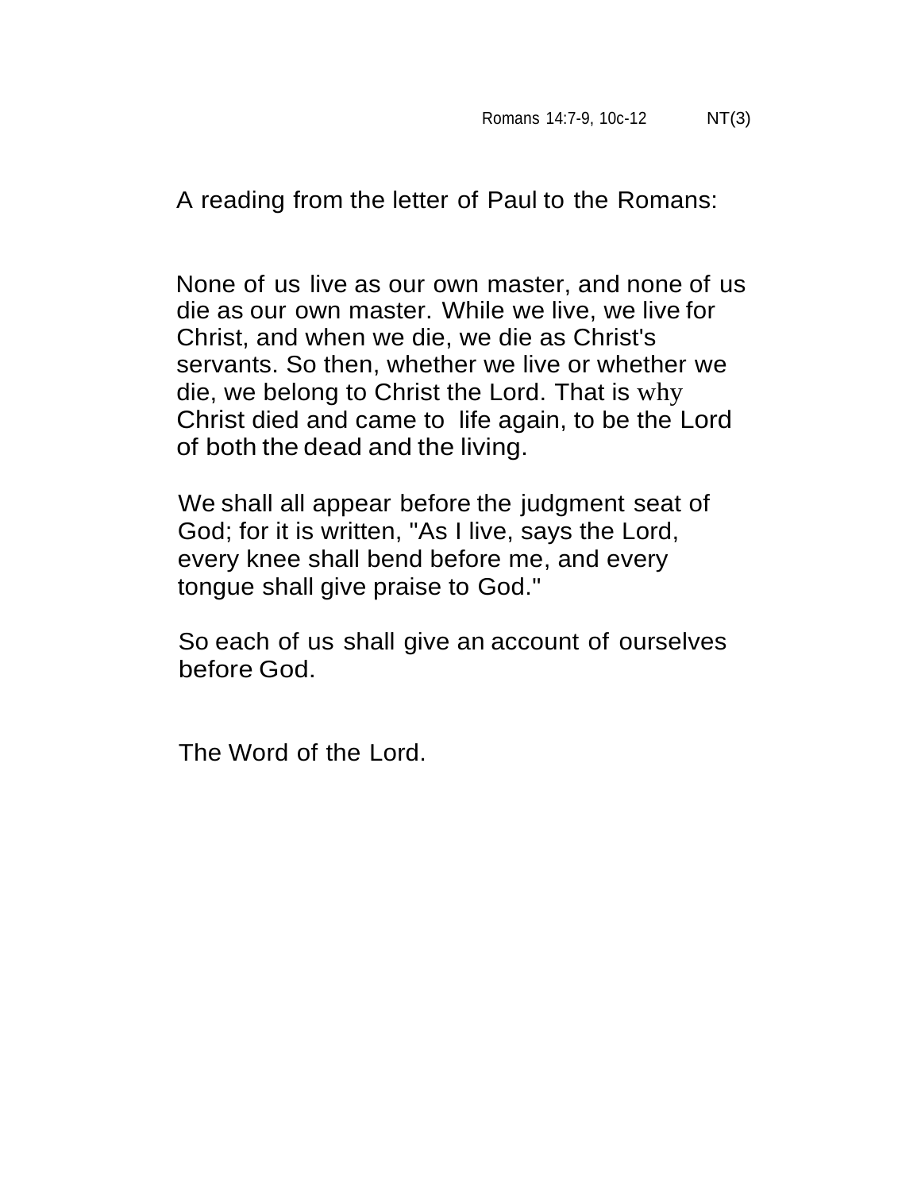Romans 14:7-9, 10c-12 NT(3)

A reading from the letter of Paul to the Romans:

None of us live as our own master, and none of us die as our own master. While we live, we live for Christ, and when we die, we die as Christ's servants. So then, whether we live or whether we die, we belong to Christ the Lord. That is why Christ died and came to life again, to be the Lord of both the dead and the living.

We shall all appear before the judgment seat of God; for it is written, "As I live, says the Lord, every knee shall bend before me, and every tongue shall give praise to God."

So each of us shall give an account of ourselves before God.

The Word of the Lord.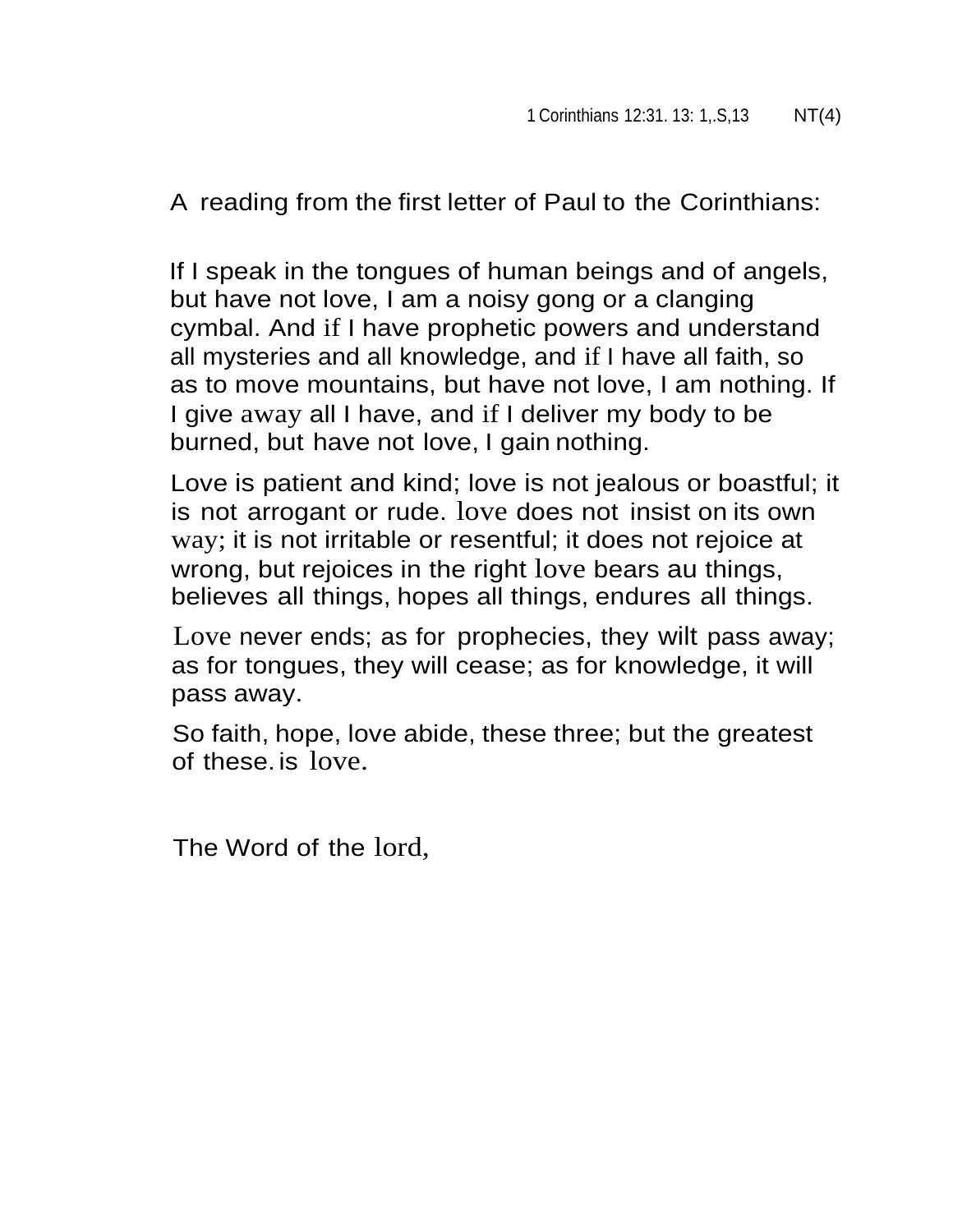1 Corinthians 12:31. 13: 1,.S,13 NT(4)

A reading from the first letter of Paul to the Corinthians:

If I speak in the tongues of human beings and of angels, but have not love, I am a noisy gong or a clanging cymbal. And if I have prophetic powers and understand all mysteries and all knowledge, and if I have all faith, so as to move mountains, but have not love, I am nothing. If I give away all I have, and if I deliver my body to be burned, but have not love, I gain nothing.

Love is patient and kind; love is not jealous or boastful; it is not arrogant or rude. love does not insist on its own way; it is not irritable or resentful; it does not rejoice at wrong, but rejoices in the right love bears au things, believes all things, hopes all things, endures all things.

Love never ends; as for prophecies, they wilt pass away; as for tongues, they will cease; as for knowledge, it will pass away.

So faith, hope, love abide, these three; but the greatest of these. is love.

The Word of the lord,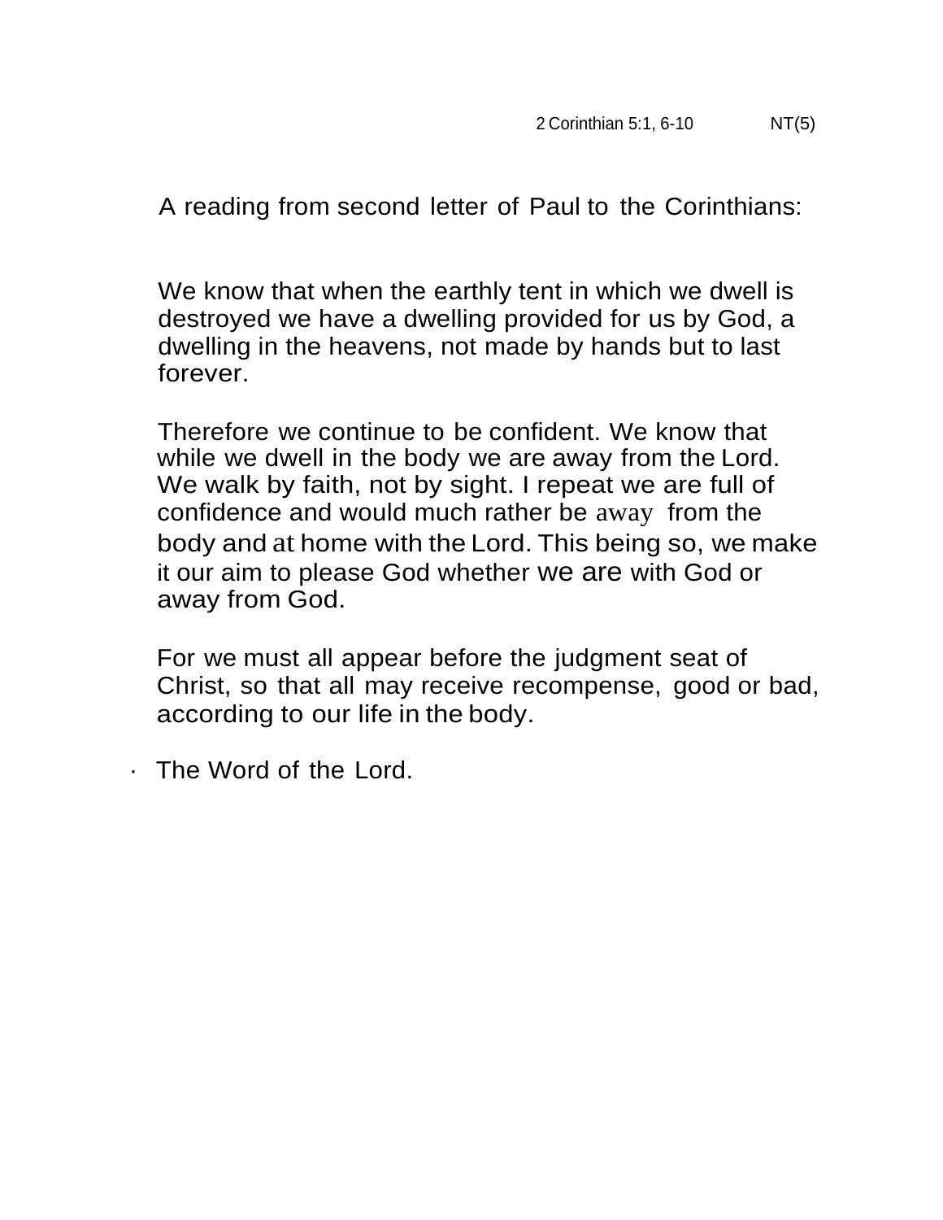2 Corinthian 5:1, 6-10 NT(5)

A reading from second letter of Paul to the Corinthians:

We know that when the earthly tent in which we dwell is destroyed we have a dwelling provided for us by God, a dwelling in the heavens, not made by hands but to last forever.

Therefore we continue to be confident. We know that while we dwell in the body we are away from the Lord. We walk by faith, not by sight. I repeat we are full of confidence and would much rather be away from the body and at home with the Lord. This being so, we make it our aim to please God whether we are with God or away from God.

For we must all appear before the judgment seat of Christ, so that all may receive recompense, good or bad, according to our life in the body.

· The Word of the Lord.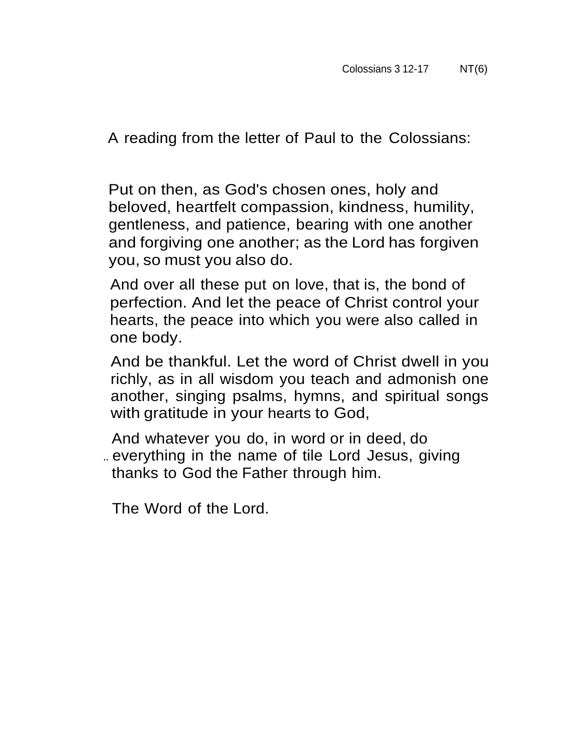Colossians 3 12-17 NT(6)

A reading from the letter of Paul to the Colossians:

Put on then, as God's chosen ones, holy and beloved, heartfelt compassion, kindness, humility, gentleness, and patience, bearing with one another and forgiving one another; as the Lord has forgiven you, so must you also do.

And over all these put on love, that is, the bond of perfection. And let the peace of Christ control your hearts, the peace into which you were also called in one body.

And be thankful. Let the word of Christ dwell in you richly, as in all wisdom you teach and admonish one another, singing psalms, hymns, and spiritual songs with gratitude in your hearts to God,

And whatever you do, in word or in deed, do everything in the name of tile Lord Jesus, giving thanks to God the Father through him.

The Word of the Lord.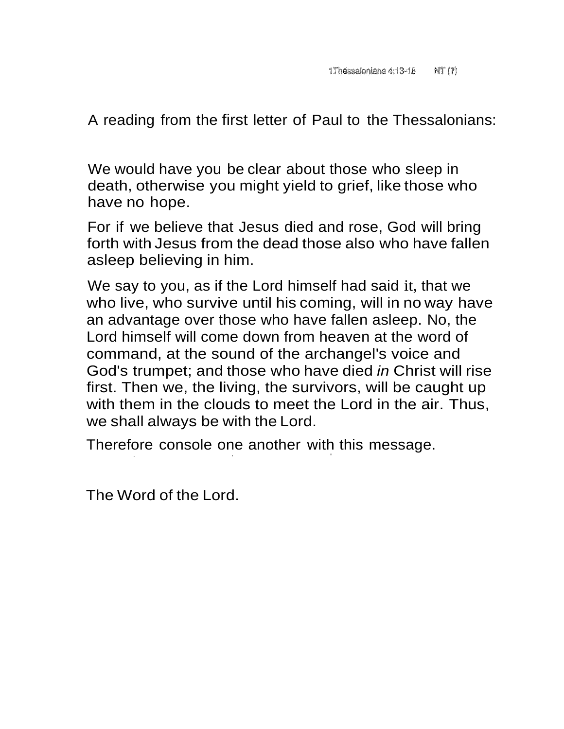1Thessalonians 4:13-18 NT (7)

A reading from the first letter of Paul to the Thessalonians:

We would have you be clear about those who sleep in death, otherwise you might yield to grief, like those who have no hope.

For if we believe that Jesus died and rose, God will bring forth with Jesus from the dead those also who have fallen asleep believing in him.

We say to you, as if the Lord himself had said it, that we who live, who survive until his coming, will in no way have an advantage over those who have fallen asleep. No, the Lord himself will come down from heaven at the word of command, at the sound of the archangel's voice and God's trumpet; and those who have died *in* Christ will rise first. Then we, the living, the survivors, will be caught up with them in the clouds to meet the Lord in the air. Thus, we shall always be with the Lord.

Therefore console one another with this message.

The Word of the Lord.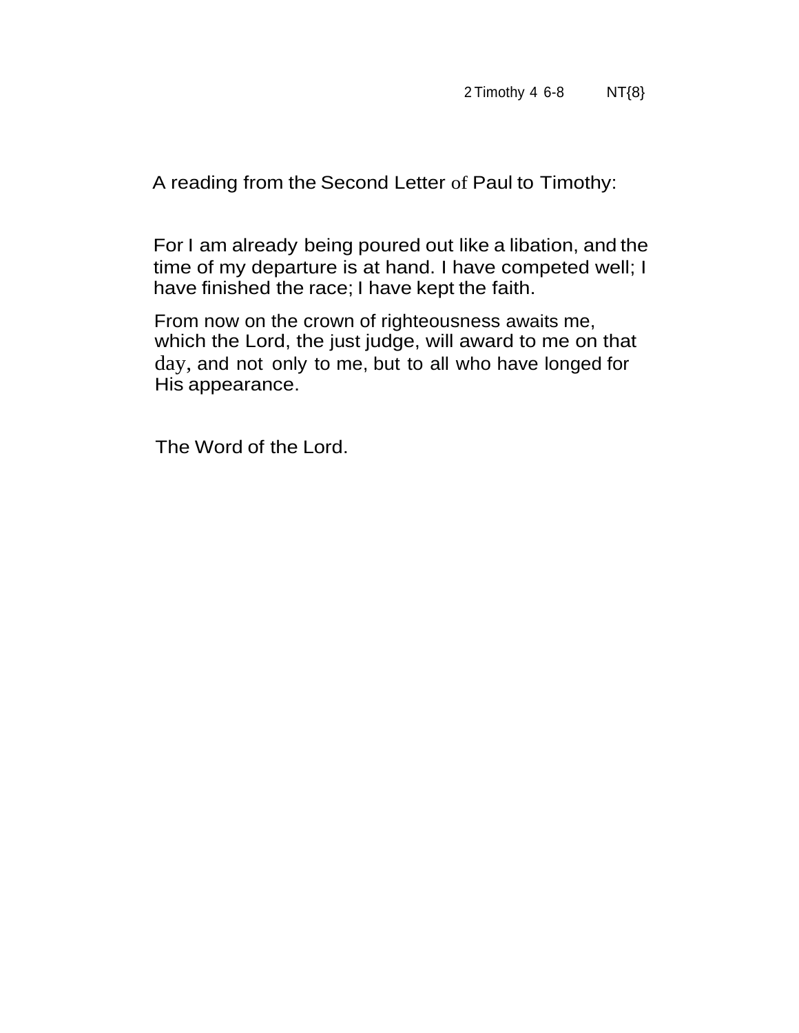2 Timothy 4 6-8 NT{8}

A reading from the Second Letter of Paul to Timothy:

For I am already being poured out like a libation, and the time of my departure is at hand. I have competed well; I have finished the race; I have kept the faith.

From now on the crown of righteousness awaits me, which the Lord, the just judge, will award to me on that day, and not only to me, but to all who have longed for His appearance.

The Word of the Lord.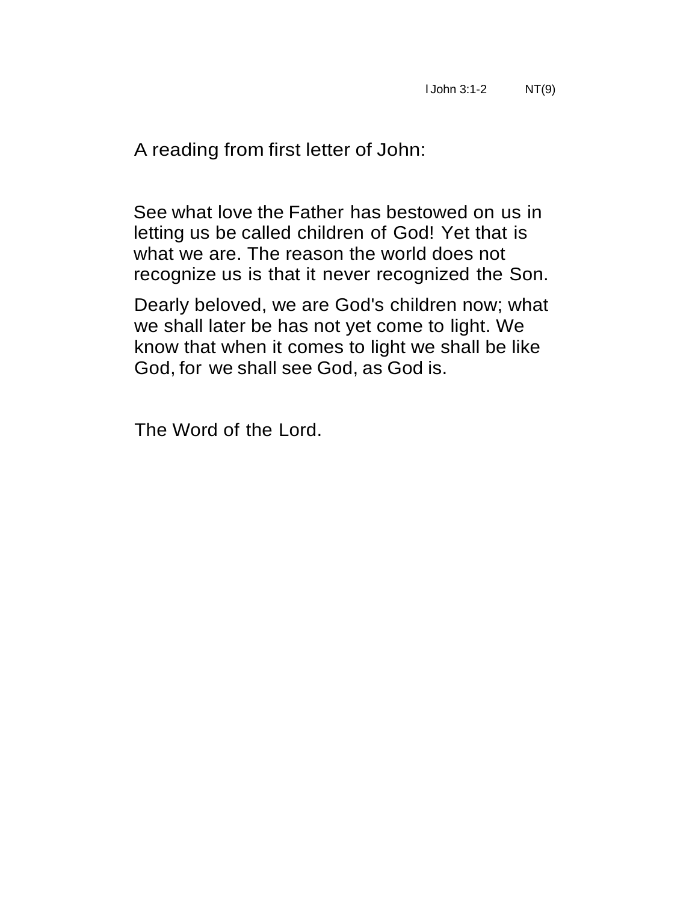I John 3:1-2 NT(9)

A reading from first letter of John:

See what love the Father has bestowed on us in letting us be called children of God! Yet that is what we are. The reason the world does not recognize us is that it never recognized the Son.

Dearly beloved, we are God's children now; what we shall later be has not yet come to light. We know that when it comes to light we shall be like God, for we shall see God, as God is.

The Word of the Lord.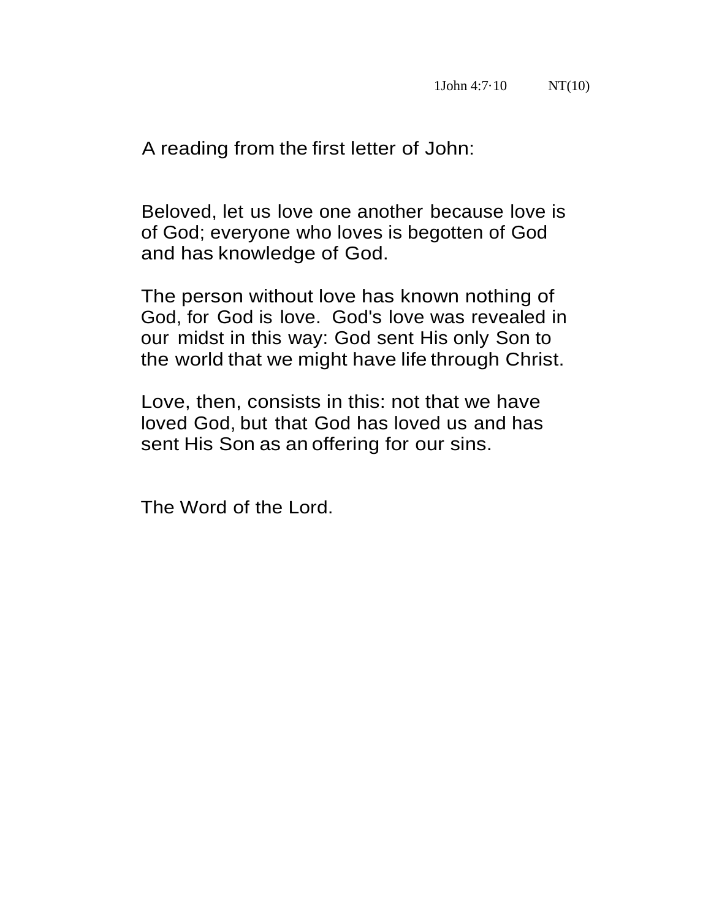1John 4:7·10 NT(10)

A reading from the first letter of John:

Beloved, let us love one another because love is of God; everyone who loves is begotten of God and has knowledge of God.

The person without love has known nothing of God, for God is love. God's love was revealed in our midst in this way: God sent His only Son to the world that we might have life through Christ.

Love, then, consists in this: not that we have loved God, but that God has loved us and has sent His Son as an offering for our sins.

The Word of the Lord.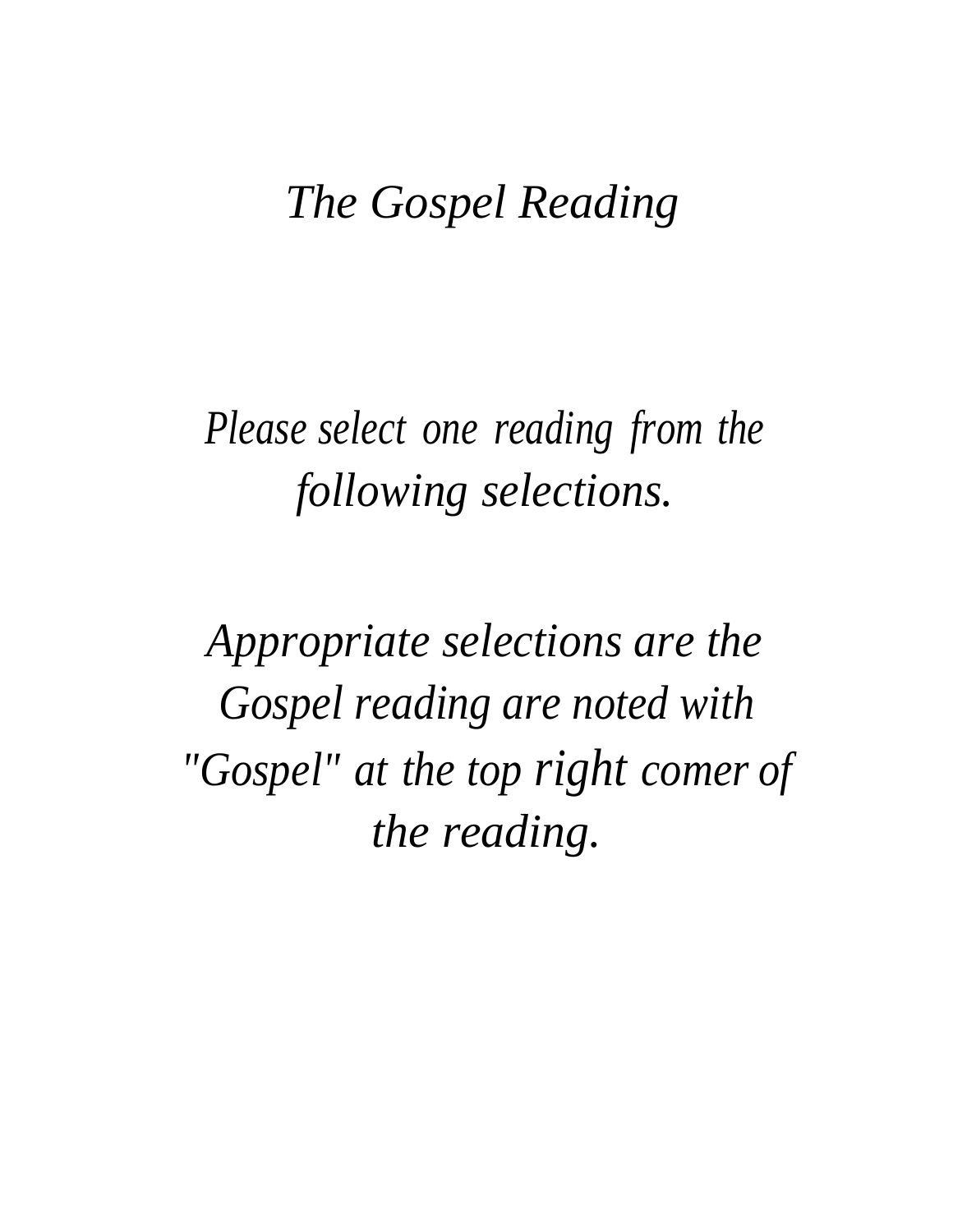# *The Gospel Reading*

*Please select one reading from the following selections.*

*Appropriate selections are the Gospel reading are noted with "Gospel" at the top right comer of the reading.*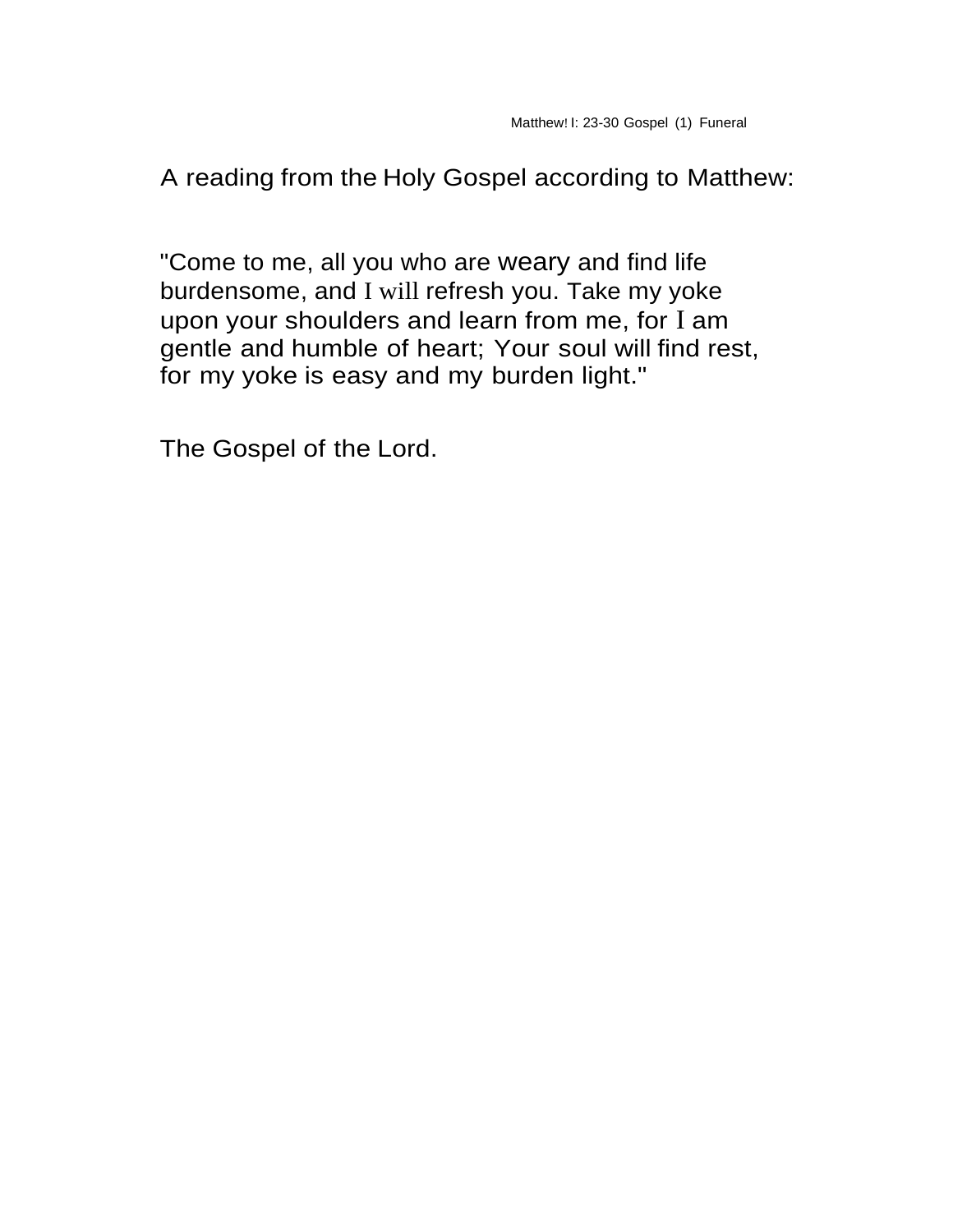Matthew I: 23-30 Gospel (1) Funeral

A reading from the Holy Gospel according to Matthew:

"Come to me, all you who are weary and find life burdensome, and I will refresh you. Take my yoke upon your shoulders and learn from me, for I am gentle and humble of heart; Your soul will find rest, for my yoke is easy and my burden light."

The Gospel of the Lord.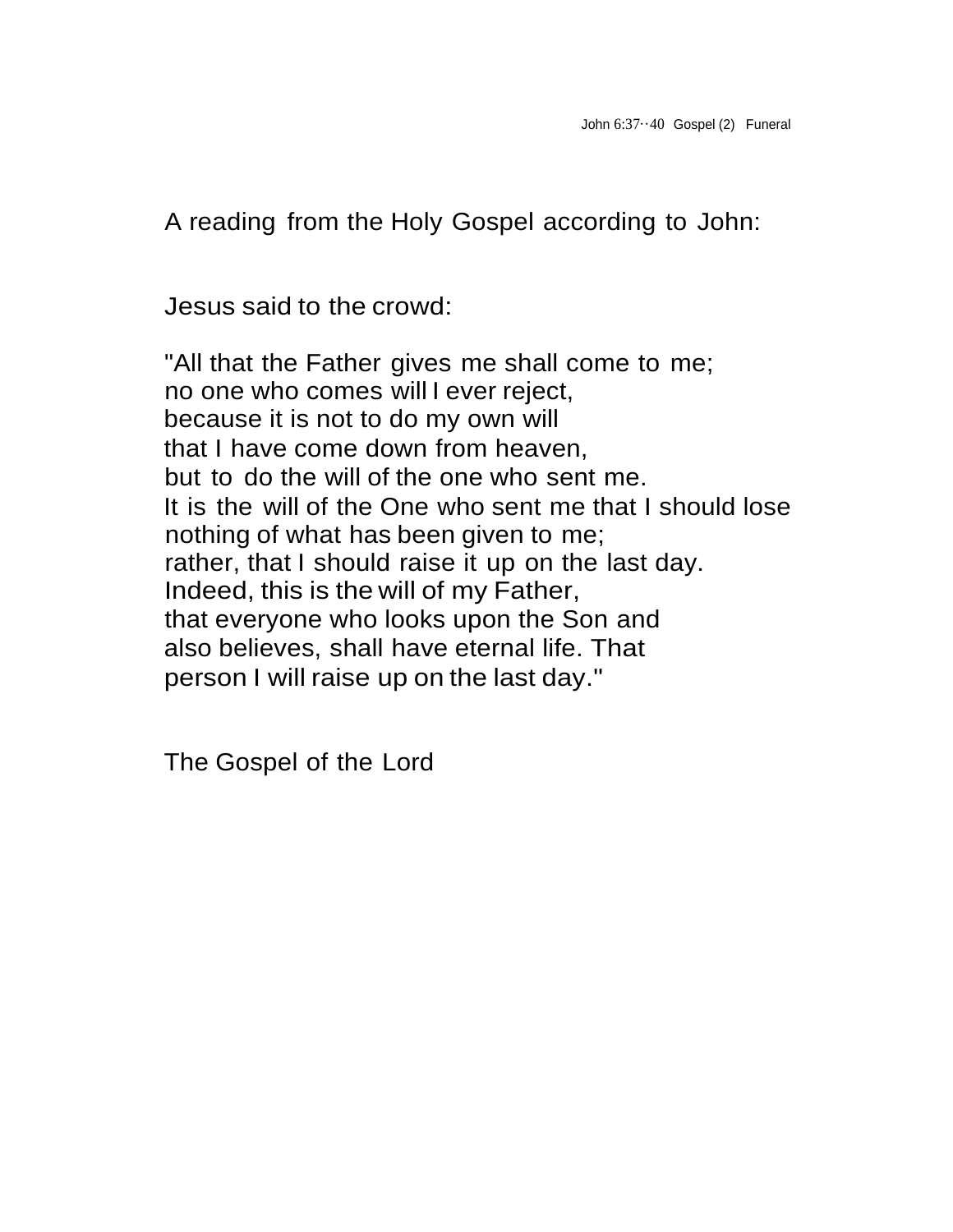John 6:37-40 Gospel (2) Funeral

A reading from the Holy Gospel according to John:

Jesus said to the crowd:

"All that the Father gives me shall come to me;
no one who comes will I ever reject,
because it is not to do my own will
that I have come down from heaven,
but to do the will of the one who sent me.
It is the will of the One who sent me that I should lose
nothing of what has been given to me;
rather, that I should raise it up on the last day.
Indeed, this is the will of my Father,
that everyone who looks upon the Son and
also believes, shall have eternal life. That
person I will raise up on the last day."

The Gospel of the Lord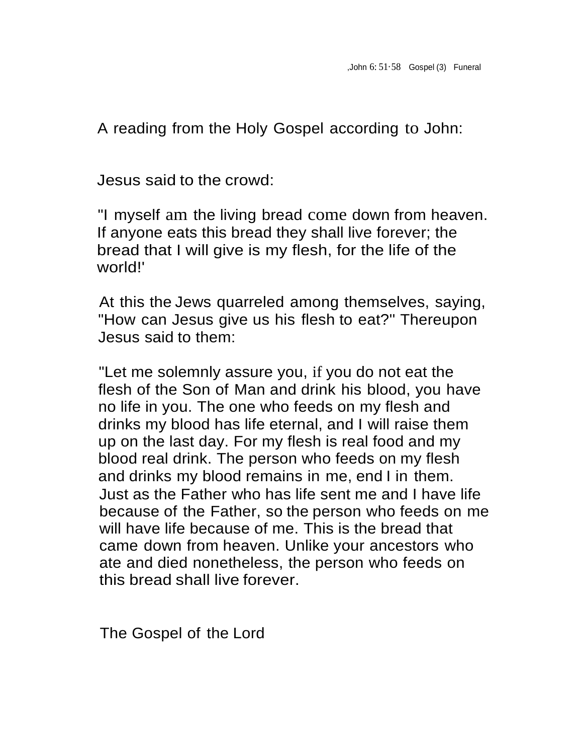,John 6: 51·58 Gospel (3) Funeral

A reading from the Holy Gospel according to John:

Jesus said to the crowd:

"I myself am the living bread come down from heaven. If anyone eats this bread they shall live forever; the bread that I will give is my flesh, for the life of the world!'

At this the Jews quarreled among themselves, saying, "How can Jesus give us his flesh to eat?" Thereupon Jesus said to them:

"Let me solemnly assure you, if you do not eat the flesh of the Son of Man and drink his blood, you have no life in you. The one who feeds on my flesh and drinks my blood has life eternal, and I will raise them up on the last day. For my flesh is real food and my blood real drink. The person who feeds on my flesh and drinks my blood remains in me, end I in them. Just as the Father who has life sent me and I have life because of the Father, so the person who feeds on me will have life because of me. This is the bread that came down from heaven. Unlike your ancestors who ate and died nonetheless, the person who feeds on this bread shall live forever.

The Gospel of the Lord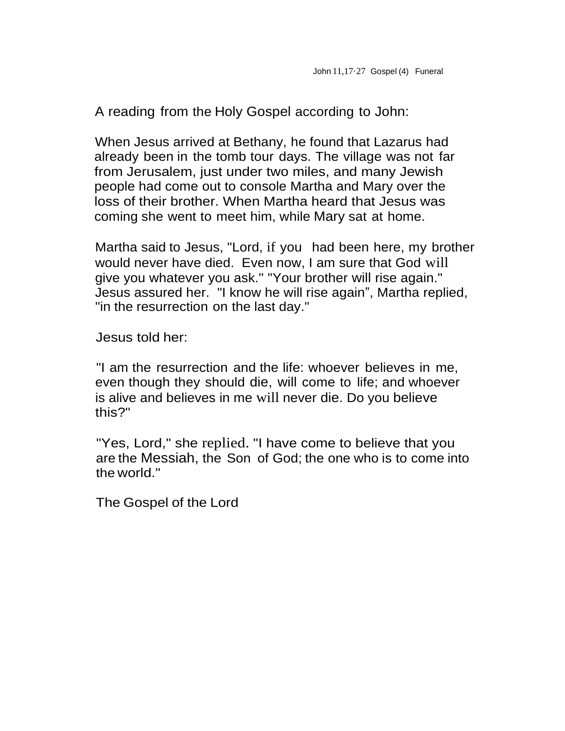John 11,17·27 Gospel (4) Funeral

A reading from the Holy Gospel according to John:

When Jesus arrived at Bethany, he found that Lazarus had already been in the tomb tour days. The village was not far from Jerusalem, just under two miles, and many Jewish people had come out to console Martha and Mary over the loss of their brother. When Martha heard that Jesus was coming she went to meet him, while Mary sat at home.

Martha said to Jesus, "Lord, if you had been here, my brother would never have died. Even now, I am sure that God will give you whatever you ask." "Your brother will rise again." Jesus assured her. "I know he will rise again", Martha replied, "in the resurrection on the last day."

Jesus told her:

"I am the resurrection and the life: whoever believes in me, even though they should die, will come to life; and whoever is alive and believes in me will never die. Do you believe this?"

"Yes, Lord," she replied. "I have come to believe that you are the Messiah, the Son of God; the one who is to come into the world."

The Gospel of the Lord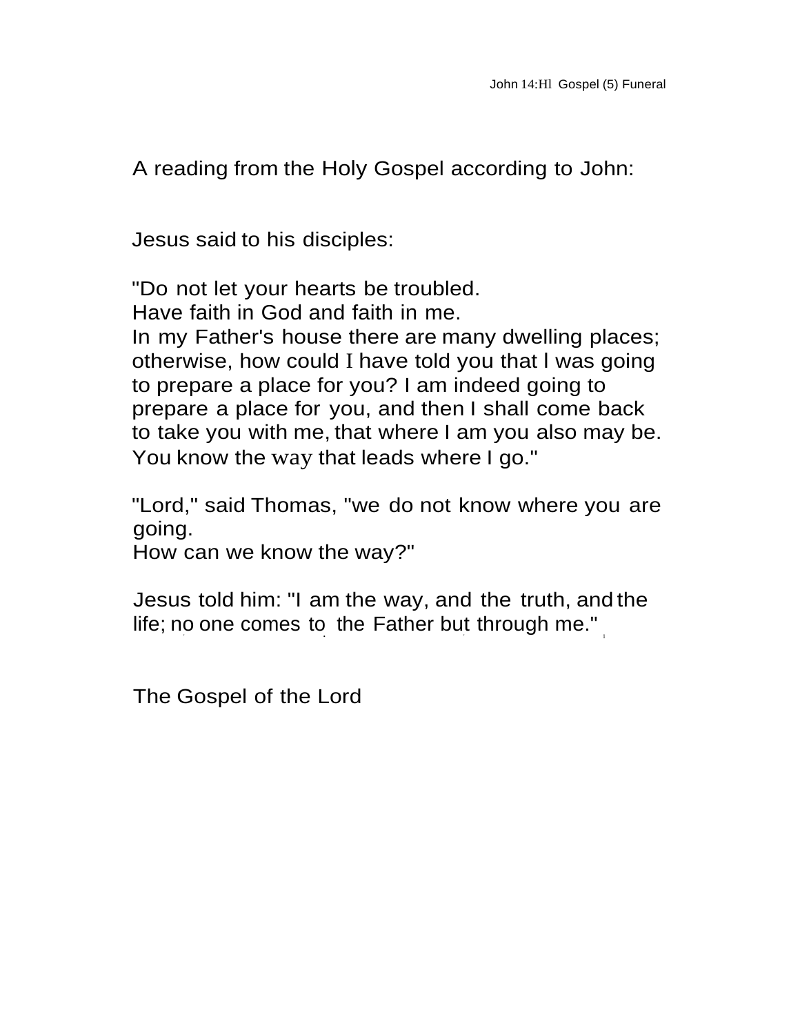A reading from the Holy Gospel according to John:

Jesus said to his disciples:

"Do not let your hearts be troubled.
Have faith in God and faith in me.
In my Father's house there are many dwelling places; otherwise, how could I have told you that I was going to prepare a place for you? I am indeed going to prepare a place for you, and then I shall come back to take you with me, that where I am you also may be. You know the way that leads where I go."

"Lord," said Thomas, "we do not know where you are going.
How can we know the way?"

Jesus told him: "I am the way, and the truth, and the life; no one comes to the Father but through me."

The Gospel of the Lord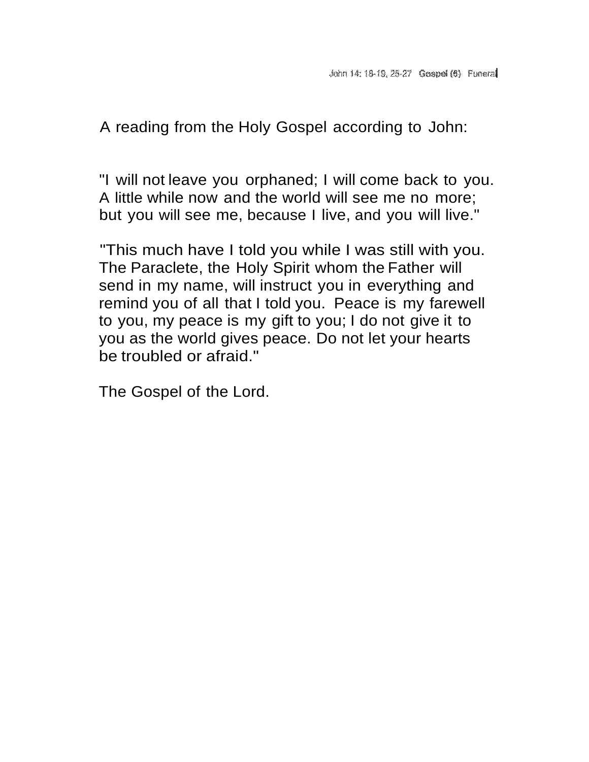John 14: 18-19, 25-27 Gospel (6) Funeral

A reading from the Holy Gospel according to John:

"I will not leave you orphaned; I will come back to you. A little while now and the world will see me no more; but you will see me, because I live, and you will live."

"This much have I told you while I was still with you. The Paraclete, the Holy Spirit whom the Father will send in my name, will instruct you in everything and remind you of all that I told you. Peace is my farewell to you, my peace is my gift to you; I do not give it to you as the world gives peace. Do not let your hearts be troubled or afraid."

The Gospel of the Lord.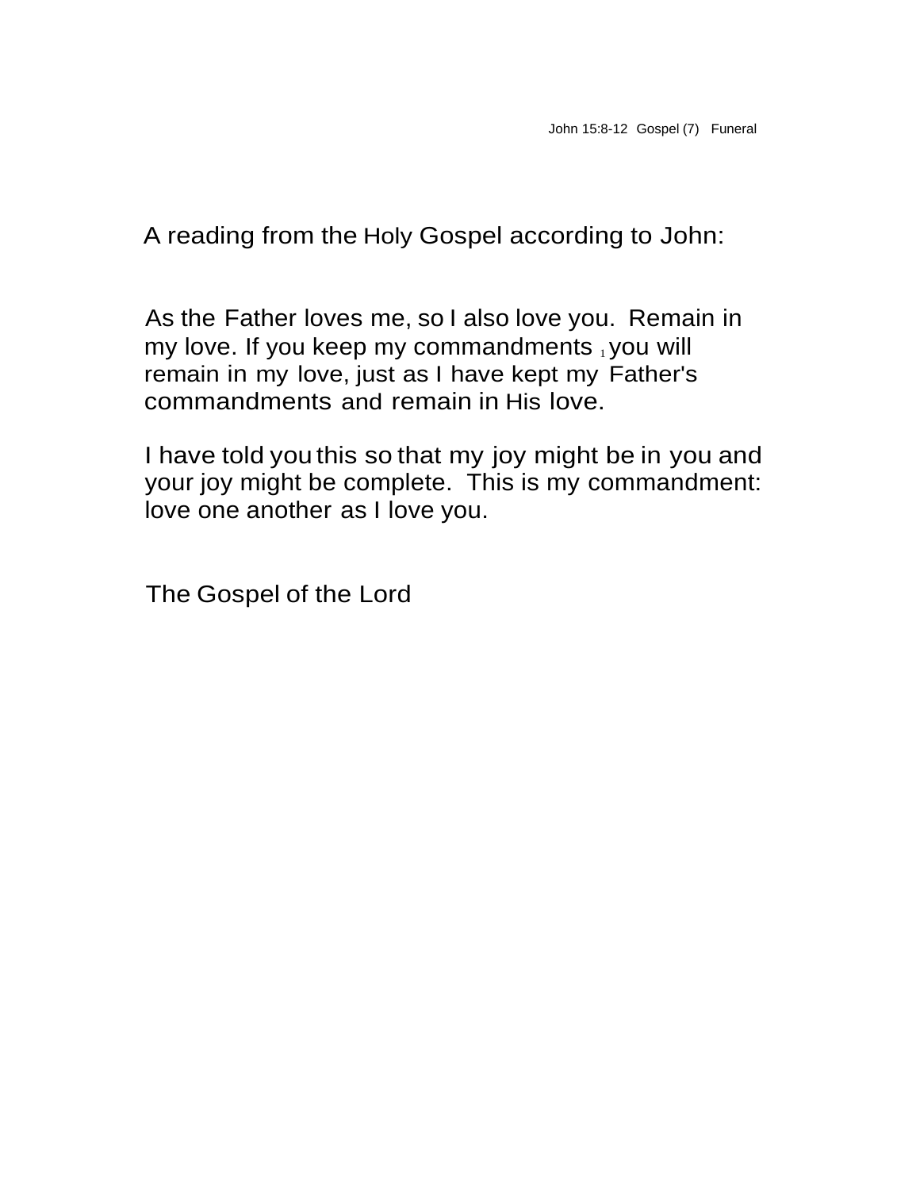John 15:8-12 Gospel (7) Funeral

A reading from the Holy Gospel according to John:

As the Father loves me, so I also love you. Remain in my love. If you keep my commandments [1] you will remain in my love, just as I have kept my Father's commandments and remain in His love.

I have told you this so that my joy might be in you and your joy might be complete. This is my commandment: love one another as I love you.

The Gospel of the Lord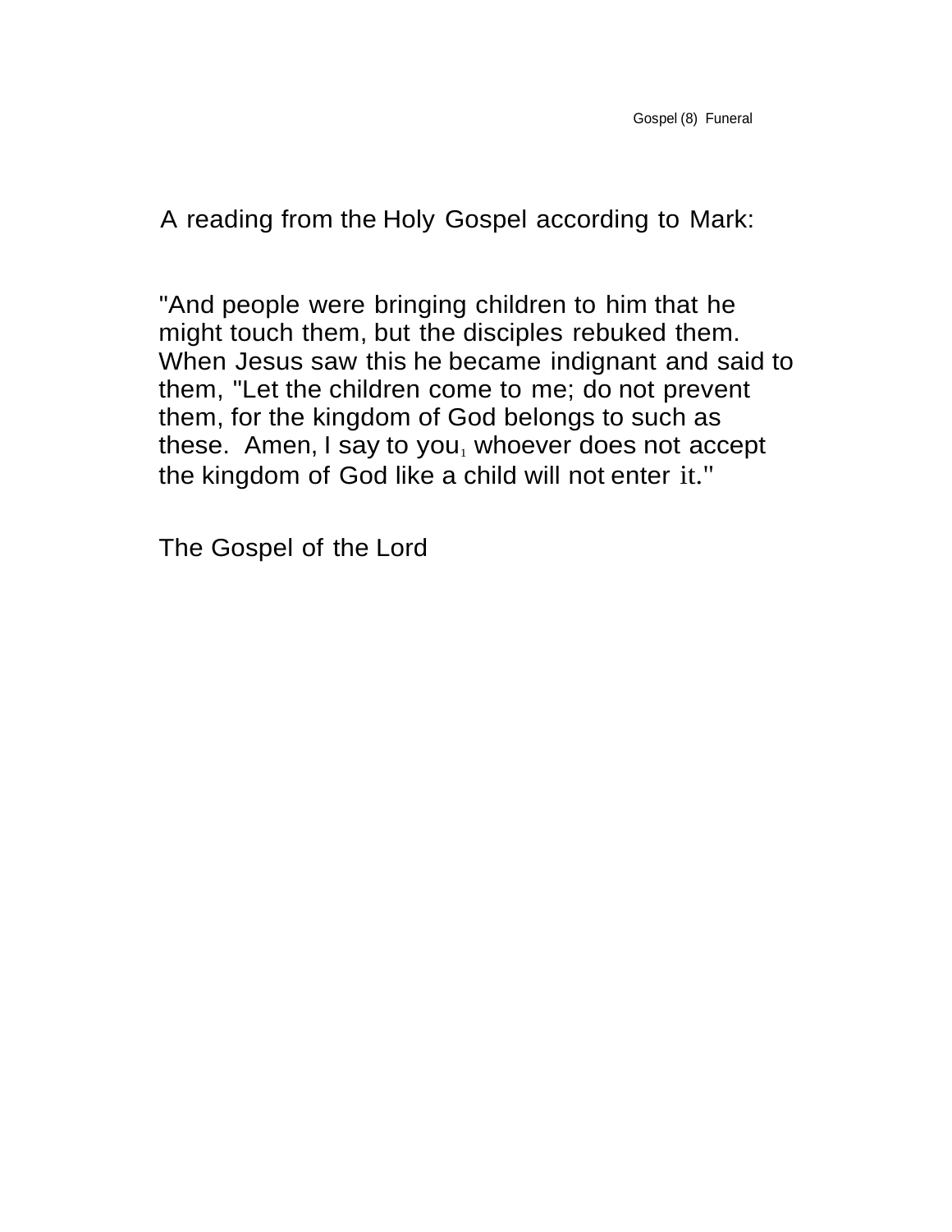Gospel (8) Funeral

A reading from the Holy Gospel according to Mark:

"And people were bringing children to him that he might touch them, but the disciples rebuked them. When Jesus saw this he became indignant and said to them, "Let the children come to me; do not prevent them, for the kingdom of God belongs to such as these. Amen, I say to you, whoever does not accept the kingdom of God like a child will not enter it."

The Gospel of the Lord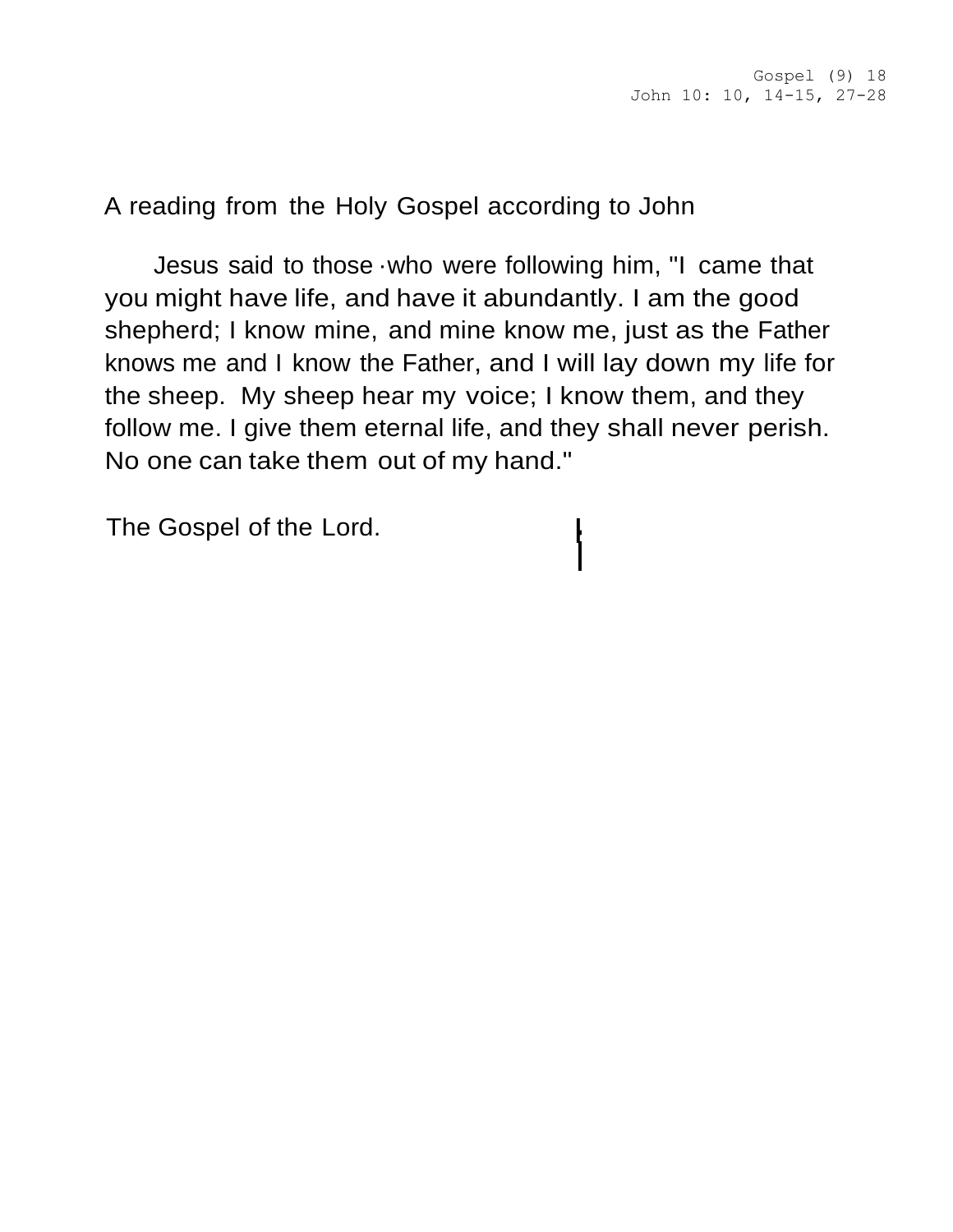Gospel (9) 18
John 10: 10, 14-15, 27-28

A reading from the Holy Gospel according to John

Jesus said to those who were following him, "I came that you might have life, and have it abundantly. I am the good shepherd; I know mine, and mine know me, just as the Father knows me and I know the Father, and I will lay down my life for the sheep. My sheep hear my voice; I know them, and they follow me. I give them eternal life, and they shall never perish. No one can take them out of my hand."

The Gospel of the Lord.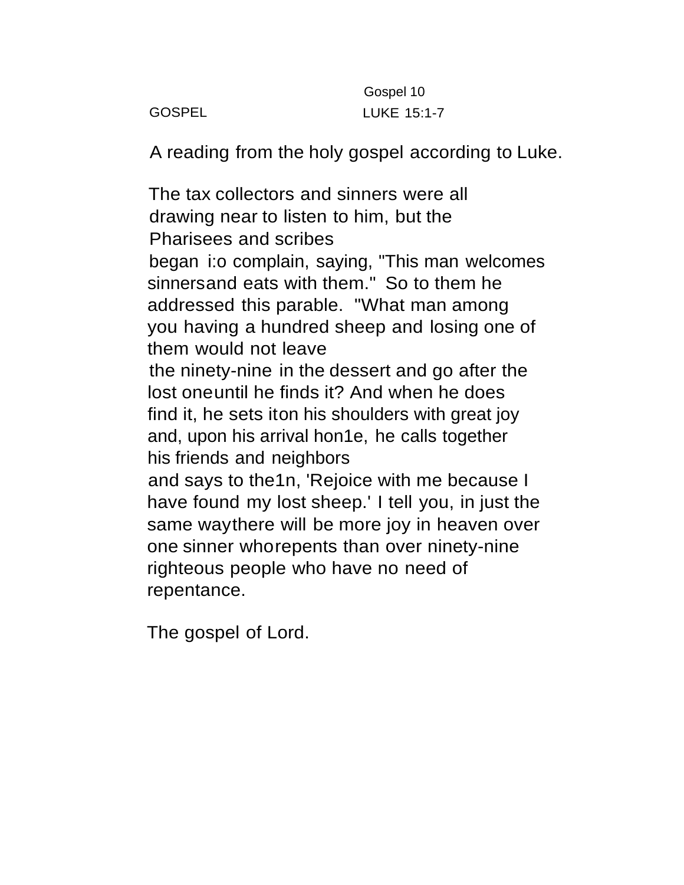Gospel 10

GOSPEL LUKE 15:1-7

A reading from the holy gospel according to Luke.

The tax collectors and sinners were all drawing near to listen to him, but the Pharisees and scribes
began i:o complain, saying, "This man welcomes sinnersand eats with them." So to them he addressed this parable. "What man among you having a hundred sheep and losing one of them would not leave
the ninety-nine in the dessert and go after the lost oneuntil he finds it? And when he does find it, he sets iton his shoulders with great joy and, upon his arrival hon1e, he calls together his friends and neighbors
and says to the1n, 'Rejoice with me because I have found my lost sheep.' I tell you, in just the same waythere will be more joy in heaven over one sinner whorepents than over ninety-nine righteous people who have no need of repentance.

The gospel of Lord.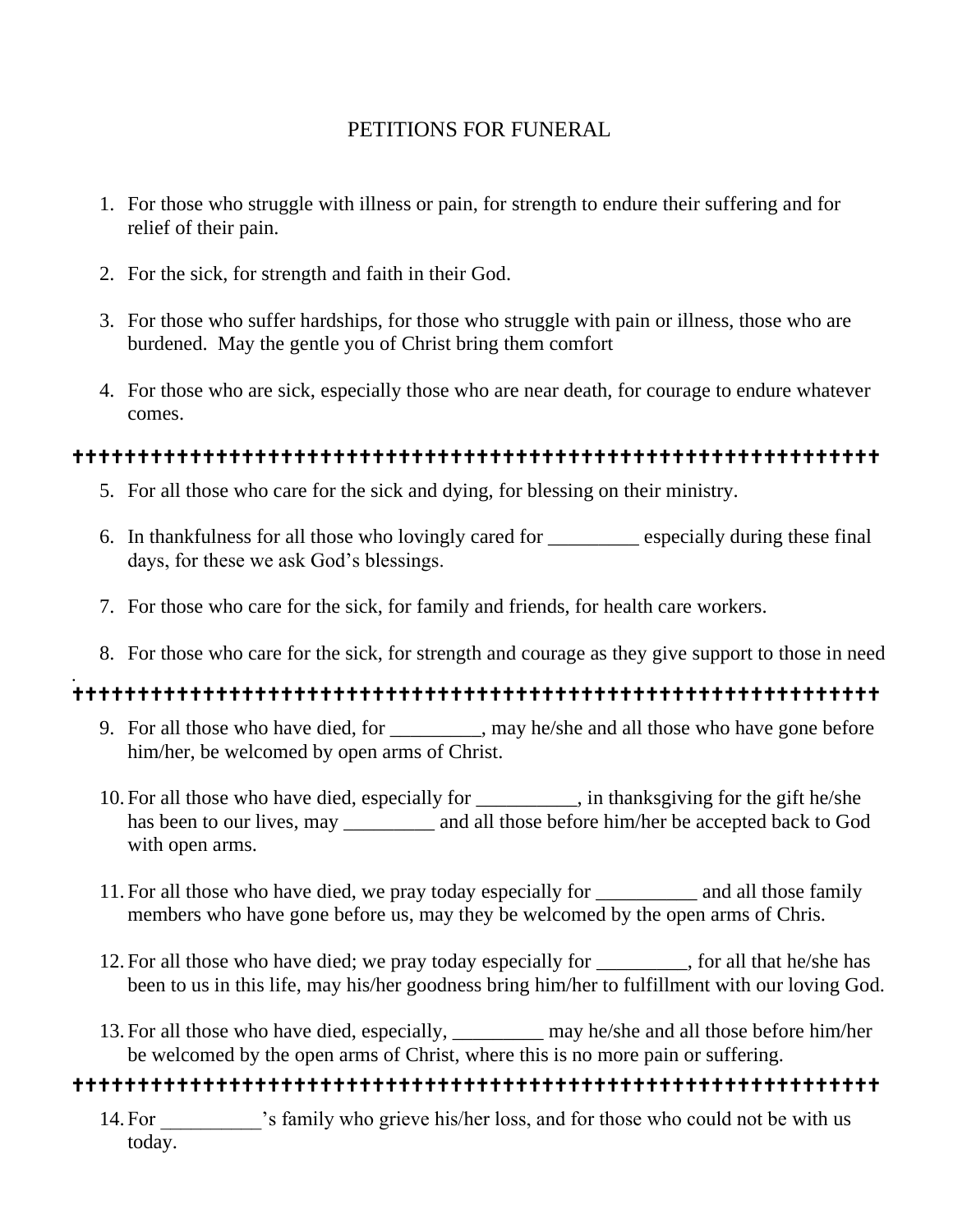# PETITIONS FOR FUNERAL

1. For those who struggle with illness or pain, for strength to endure their suffering and for relief of their pain.

2. For the sick, for strength and faith in their God.

3. For those who suffer hardships, for those who struggle with pain or illness, those who are burdened. May the gentle you of Christ bring them comfort

4. For those who are sick, especially those who are near death, for courage to endure whatever comes.

✝✝✝✝✝✝✝✝✝✝✝✝✝✝✝✝✝✝✝✝✝✝✝✝✝✝✝✝✝✝✝✝✝✝✝✝✝✝✝✝✝✝✝✝✝✝✝✝✝✝✝✝✝✝✝✝✝✝✝✝✝✝✝✝✝

5. For all those who care for the sick and dying, for blessing on their ministry.

6. In thankfulness for all those who lovingly cared for _________ especially during these final days, for these we ask God's blessings.

7. For those who care for the sick, for family and friends, for health care workers.

8. For those who care for the sick, for strength and courage as they give support to those in need.

✝✝✝✝✝✝✝✝✝✝✝✝✝✝✝✝✝✝✝✝✝✝✝✝✝✝✝✝✝✝✝✝✝✝✝✝✝✝✝✝✝✝✝✝✝✝✝✝✝✝✝✝✝✝✝✝✝✝✝✝✝✝✝✝✝

9. For all those who have died, for _________, may he/she and all those who have gone before him/her, be welcomed by open arms of Christ.

10. For all those who have died, especially for __________, in thanksgiving for the gift he/she has been to our lives, may _________ and all those before him/her be accepted back to God with open arms.

11. For all those who have died, we pray today especially for __________ and all those family members who have gone before us, may they be welcomed by the open arms of Chris.

12. For all those who have died; we pray today especially for _________, for all that he/she has been to us in this life, may his/her goodness bring him/her to fulfillment with our loving God.

13. For all those who have died, especially, _________ may he/she and all those before him/her be welcomed by the open arms of Christ, where this is no more pain or suffering.

✝✝✝✝✝✝✝✝✝✝✝✝✝✝✝✝✝✝✝✝✝✝✝✝✝✝✝✝✝✝✝✝✝✝✝✝✝✝✝✝✝✝✝✝✝✝✝✝✝✝✝✝✝✝✝✝✝✝✝✝✝✝✝✝✝

14. For __________'s family who grieve his/her loss, and for those who could not be with us today.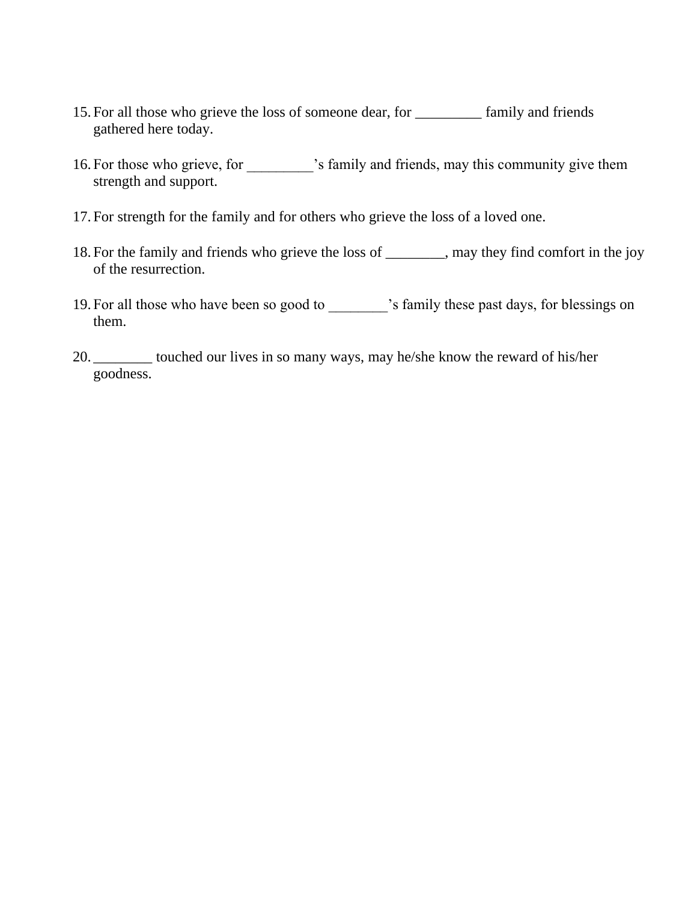15. For all those who grieve the loss of someone dear, for _________ family and friends gathered here today.

16. For those who grieve, for _________'s family and friends, may this community give them strength and support.

17. For strength for the family and for others who grieve the loss of a loved one.

18. For the family and friends who grieve the loss of ________, may they find comfort in the joy of the resurrection.

19. For all those who have been so good to ________'s family these past days, for blessings on them.

20. ________ touched our lives in so many ways, may he/she know the reward of his/her goodness.